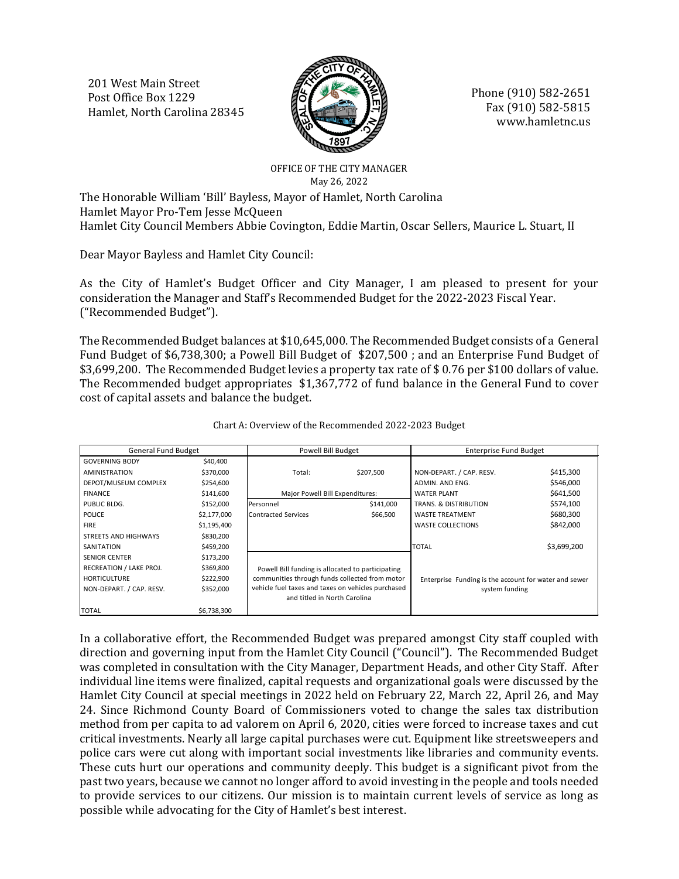201 West Main Street
Post Office Box 1229
Hamlet, North Carolina 28345

Phone (910) 582-2651
Fax (910) 582-5815
www.hamletnc.us

OFFICE OF THE CITY MANAGER
May 26, 2022

The Honorable William 'Bill' Bayless, Mayor of Hamlet, North Carolina
Hamlet Mayor Pro-Tem Jesse McQueen
Hamlet City Council Members Abbie Covington, Eddie Martin, Oscar Sellers, Maurice L. Stuart, II

Dear Mayor Bayless and Hamlet City Council:

As the City of Hamlet's Budget Officer and City Manager, I am pleased to present for your consideration the Manager and Staff's Recommended Budget for the 2022-2023 Fiscal Year. ("Recommended Budget").

The Recommended Budget balances at $10,645,000. The Recommended Budget consists of a General Fund Budget of $6,738,300; a Powell Bill Budget of $207,500 ; and an Enterprise Fund Budget of $3,699,200. The Recommended Budget levies a property tax rate of $ 0.76 per $100 dollars of value. The Recommended budget appropriates $1,367,772 of fund balance in the General Fund to cover cost of capital assets and balance the budget.

Chart A: Overview of the Recommended 2022-2023 Budget

| General Fund Budget | | Powell Bill Budget | | Enterprise Fund Budget | |
|---|---|---|---|---|---|
| GOVERNING BODY | $40,400 | | | | |
| AMINISTRATION | $370,000 | Total: | $207,500 | NON-DEPART. / CAP. RESV. | $415,300 |
| DEPOT/MUSEUM COMPLEX | $254,600 | | | ADMIN. AND ENG. | $546,000 |
| FINANCE | $141,600 | Major Powell Bill Expenditures: | | WATER PLANT | $641,500 |
| PUBLIC BLDG. | $152,000 | Personnel | $141,000 | TRANS. & DISTRIBUTION | $574,100 |
| POLICE | $2,177,000 | Contracted Services | $66,500 | WASTE TREATMENT | $680,300 |
| FIRE | $1,195,400 | | | WASTE COLLECTIONS | $842,000 |
| STREETS AND HIGHWAYS | $830,200 | | | | |
| SANITATION | $459,200 | | | TOTAL | $3,699,200 |
| SENIOR CENTER | $173,200 | | | | |
| RECREATION / LAKE PROJ. | $369,800 | Powell Bill funding is allocated to participating communities through funds collected from motor vehicle fuel taxes and taxes on vehicles purchased and titled in North Carolina | | Enterprise Funding is the account for water and sewer system funding | |
| HORTICULTURE | $222,900 | | | | |
| NON-DEPART. / CAP. RESV. | $352,000 | | | | |
| TOTAL | $6,738,300 | | | | |

In a collaborative effort, the Recommended Budget was prepared amongst City staff coupled with direction and governing input from the Hamlet City Council ("Council"). The Recommended Budget was completed in consultation with the City Manager, Department Heads, and other City Staff. After individual line items were finalized, capital requests and organizational goals were discussed by the Hamlet City Council at special meetings in 2022 held on February 22, March 22, April 26, and May 24. Since Richmond County Board of Commissioners voted to change the sales tax distribution method from per capita to ad valorem on April 6, 2020, cities were forced to increase taxes and cut critical investments. Nearly all large capital purchases were cut. Equipment like streetsweepers and police cars were cut along with important social investments like libraries and community events. These cuts hurt our operations and community deeply. This budget is a significant pivot from the past two years, because we cannot no longer afford to avoid investing in the people and tools needed to provide services to our citizens. Our mission is to maintain current levels of service as long as possible while advocating for the City of Hamlet's best interest.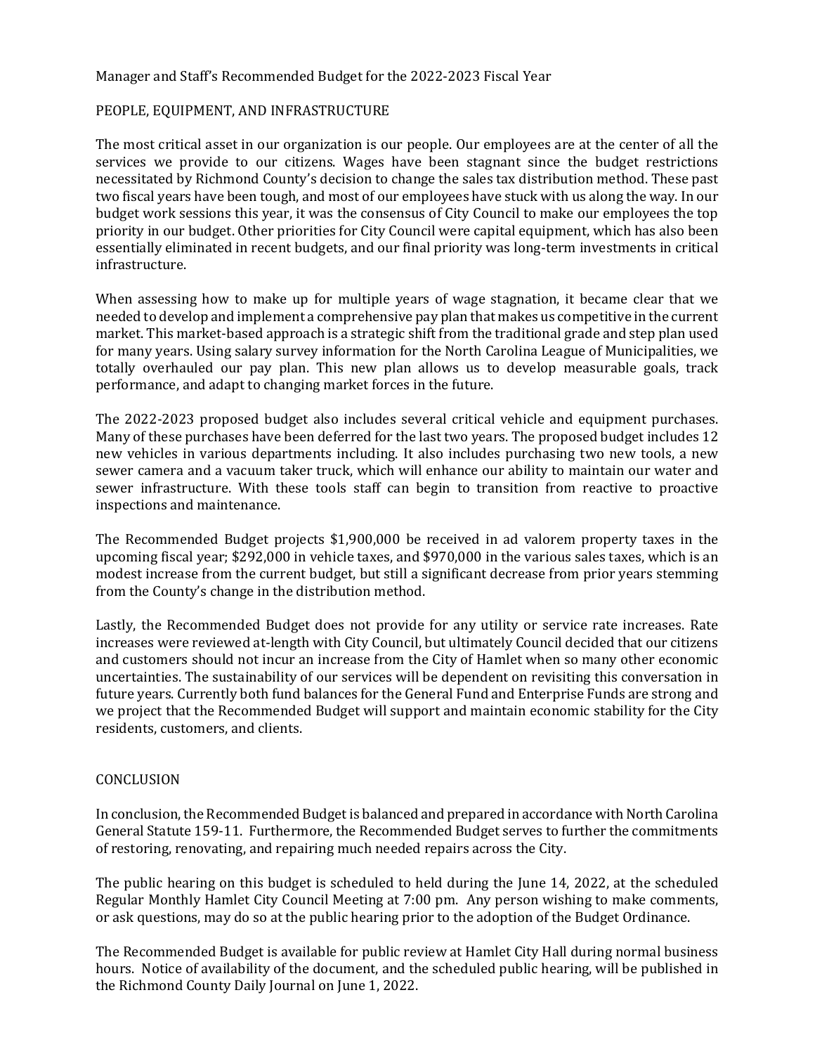Manager and Staff's Recommended Budget for the 2022-2023 Fiscal Year

## PEOPLE, EQUIPMENT, AND INFRASTRUCTURE

The most critical asset in our organization is our people. Our employees are at the center of all the services we provide to our citizens. Wages have been stagnant since the budget restrictions necessitated by Richmond County's decision to change the sales tax distribution method. These past two fiscal years have been tough, and most of our employees have stuck with us along the way. In our budget work sessions this year, it was the consensus of City Council to make our employees the top priority in our budget. Other priorities for City Council were capital equipment, which has also been essentially eliminated in recent budgets, and our final priority was long-term investments in critical infrastructure.

When assessing how to make up for multiple years of wage stagnation, it became clear that we needed to develop and implement a comprehensive pay plan that makes us competitive in the current market. This market-based approach is a strategic shift from the traditional grade and step plan used for many years. Using salary survey information for the North Carolina League of Municipalities, we totally overhauled our pay plan. This new plan allows us to develop measurable goals, track performance, and adapt to changing market forces in the future.

The 2022-2023 proposed budget also includes several critical vehicle and equipment purchases. Many of these purchases have been deferred for the last two years. The proposed budget includes 12 new vehicles in various departments including. It also includes purchasing two new tools, a new sewer camera and a vacuum taker truck, which will enhance our ability to maintain our water and sewer infrastructure. With these tools staff can begin to transition from reactive to proactive inspections and maintenance.

The Recommended Budget projects $1,900,000 be received in ad valorem property taxes in the upcoming fiscal year; $292,000 in vehicle taxes, and $970,000 in the various sales taxes, which is an modest increase from the current budget, but still a significant decrease from prior years stemming from the County's change in the distribution method.

Lastly, the Recommended Budget does not provide for any utility or service rate increases. Rate increases were reviewed at-length with City Council, but ultimately Council decided that our citizens and customers should not incur an increase from the City of Hamlet when so many other economic uncertainties. The sustainability of our services will be dependent on revisiting this conversation in future years. Currently both fund balances for the General Fund and Enterprise Funds are strong and we project that the Recommended Budget will support and maintain economic stability for the City residents, customers, and clients.

## CONCLUSION

In conclusion, the Recommended Budget is balanced and prepared in accordance with North Carolina General Statute 159-11. Furthermore, the Recommended Budget serves to further the commitments of restoring, renovating, and repairing much needed repairs across the City.

The public hearing on this budget is scheduled to held during the June 14, 2022, at the scheduled Regular Monthly Hamlet City Council Meeting at 7:00 pm. Any person wishing to make comments, or ask questions, may do so at the public hearing prior to the adoption of the Budget Ordinance.

The Recommended Budget is available for public review at Hamlet City Hall during normal business hours. Notice of availability of the document, and the scheduled public hearing, will be published in the Richmond County Daily Journal on June 1, 2022.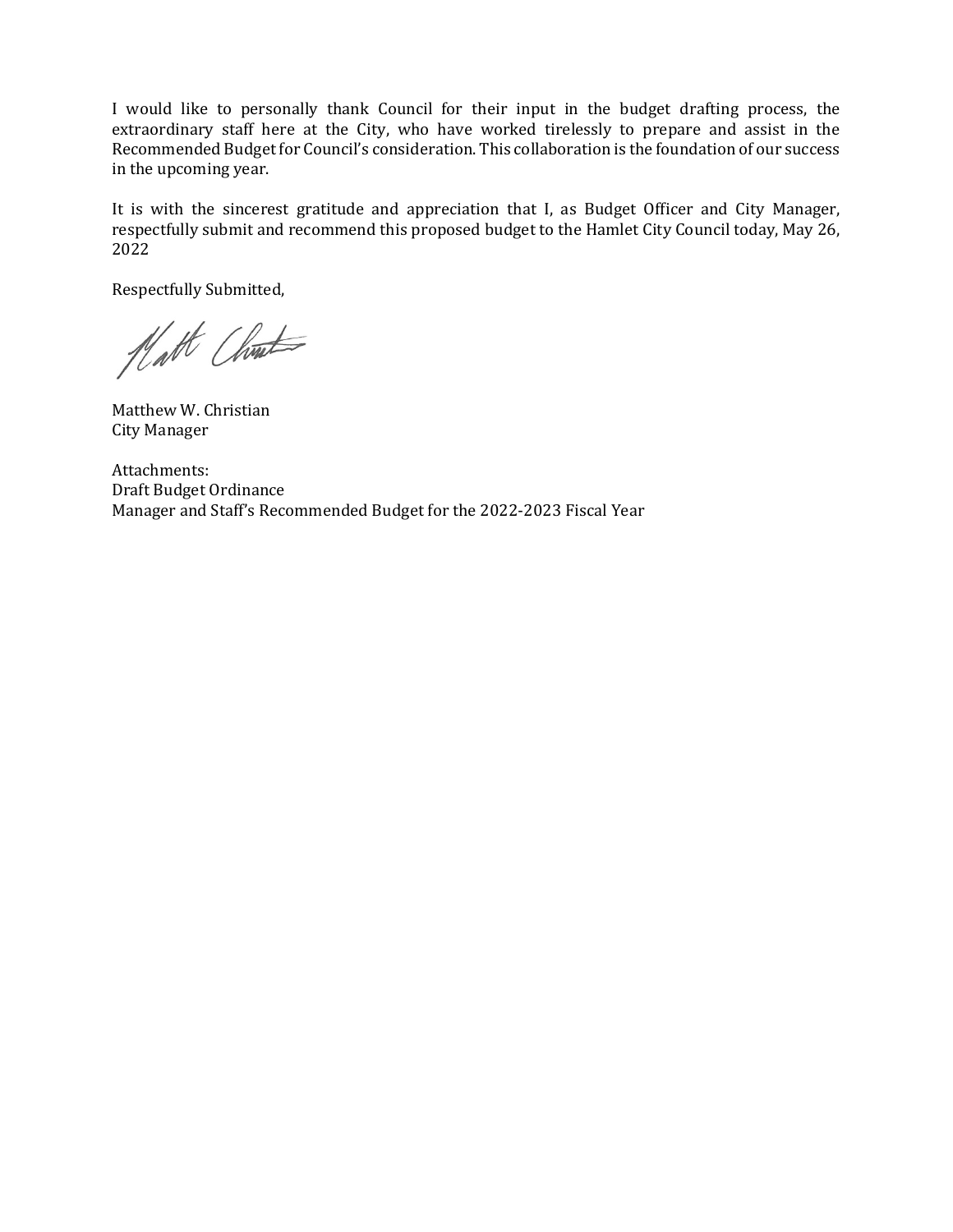I would like to personally thank Council for their input in the budget drafting process, the extraordinary staff here at the City, who have worked tirelessly to prepare and assist in the Recommended Budget for Council's consideration. This collaboration is the foundation of our success in the upcoming year.

It is with the sincerest gratitude and appreciation that I, as Budget Officer and City Manager, respectfully submit and recommend this proposed budget to the Hamlet City Council today, May 26, 2022

Respectfully Submitted,

Matthew W. Christian
City Manager

Attachments:
Draft Budget Ordinance
Manager and Staff's Recommended Budget for the 2022-2023 Fiscal Year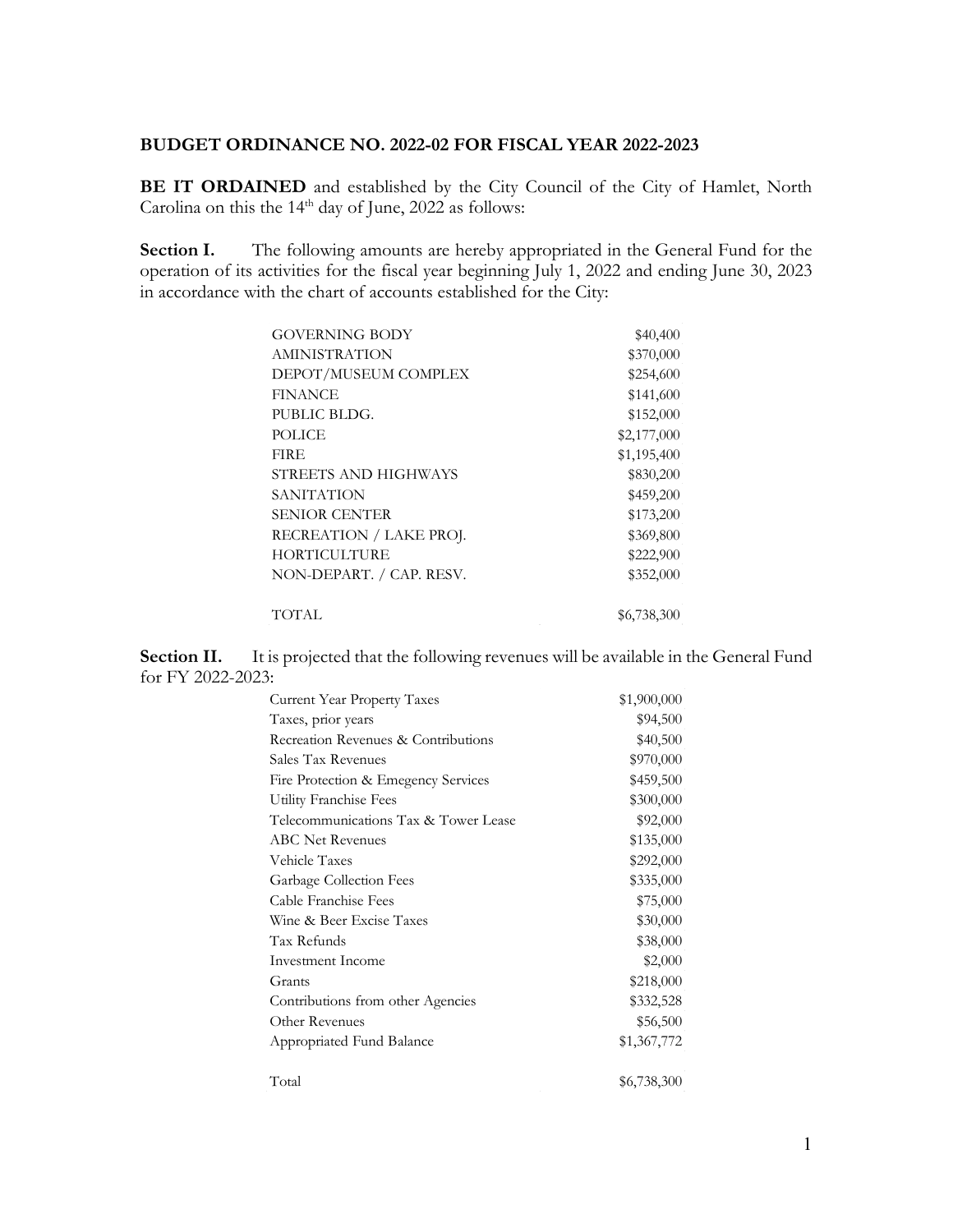**BUDGET ORDINANCE NO. 2022-02 FOR FISCAL YEAR 2022-2023**

**BE IT ORDAINED** and established by the City Council of the City of Hamlet, North Carolina on this the 14th day of June, 2022 as follows:

**Section I.** The following amounts are hereby appropriated in the General Fund for the operation of its activities for the fiscal year beginning July 1, 2022 and ending June 30, 2023 in accordance with the chart of accounts established for the City:

| | |
|---|---:|
| GOVERNING BODY | $40,400 |
| AMINISTRATION | $370,000 |
| DEPOT/MUSEUM COMPLEX | $254,600 |
| FINANCE | $141,600 |
| PUBLIC BLDG. | $152,000 |
| POLICE | $2,177,000 |
| FIRE | $1,195,400 |
| STREETS AND HIGHWAYS | $830,200 |
| SANITATION | $459,200 |
| SENIOR CENTER | $173,200 |
| RECREATION / LAKE PROJ. | $369,800 |
| HORTICULTURE | $222,900 |
| NON-DEPART. / CAP. RESV. | $352,000 |
| TOTAL | $6,738,300 |

**Section II.** It is projected that the following revenues will be available in the General Fund for FY 2022-2023:

| | |
|---|---:|
| Current Year Property Taxes | $1,900,000 |
| Taxes, prior years | $94,500 |
| Recreation Revenues & Contributions | $40,500 |
| Sales Tax Revenues | $970,000 |
| Fire Protection & Emegency Services | $459,500 |
| Utility Franchise Fees | $300,000 |
| Telecommunications Tax & Tower Lease | $92,000 |
| ABC Net Revenues | $135,000 |
| Vehicle Taxes | $292,000 |
| Garbage Collection Fees | $335,000 |
| Cable Franchise Fees | $75,000 |
| Wine & Beer Excise Taxes | $30,000 |
| Tax Refunds | $38,000 |
| Investment Income | $2,000 |
| Grants | $218,000 |
| Contributions from other Agencies | $332,528 |
| Other Revenues | $56,500 |
| Appropriated Fund Balance | $1,367,772 |
| Total | $6,738,300 |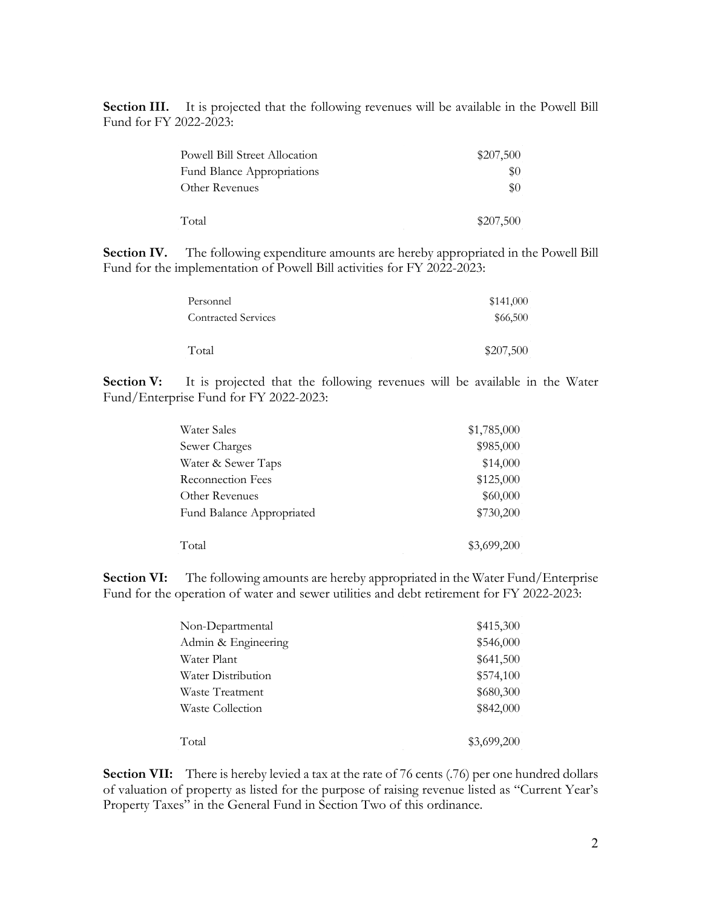**Section III.** It is projected that the following revenues will be available in the Powell Bill Fund for FY 2022-2023:

| | |
|---|---|
| Powell Bill Street Allocation | $207,500 |
| Fund Blance Appropriations | $0 |
| Other Revenues | $0 |
| Total | $207,500 |

**Section IV.** The following expenditure amounts are hereby appropriated in the Powell Bill Fund for the implementation of Powell Bill activities for FY 2022-2023:

| | |
|---|---|
| Personnel | $141,000 |
| Contracted Services | $66,500 |
| Total | $207,500 |

**Section V:** It is projected that the following revenues will be available in the Water Fund/Enterprise Fund for FY 2022-2023:

| | |
|---|---|
| Water Sales | $1,785,000 |
| Sewer Charges | $985,000 |
| Water & Sewer Taps | $14,000 |
| Reconnection Fees | $125,000 |
| Other Revenues | $60,000 |
| Fund Balance Appropriated | $730,200 |
| Total | $3,699,200 |

**Section VI:** The following amounts are hereby appropriated in the Water Fund/Enterprise Fund for the operation of water and sewer utilities and debt retirement for FY 2022-2023:

| | |
|---|---|
| Non-Departmental | $415,300 |
| Admin & Engineering | $546,000 |
| Water Plant | $641,500 |
| Water Distribution | $574,100 |
| Waste Treatment | $680,300 |
| Waste Collection | $842,000 |
| Total | $3,699,200 |

**Section VII:** There is hereby levied a tax at the rate of 76 cents (.76) per one hundred dollars of valuation of property as listed for the purpose of raising revenue listed as "Current Year's Property Taxes" in the General Fund in Section Two of this ordinance.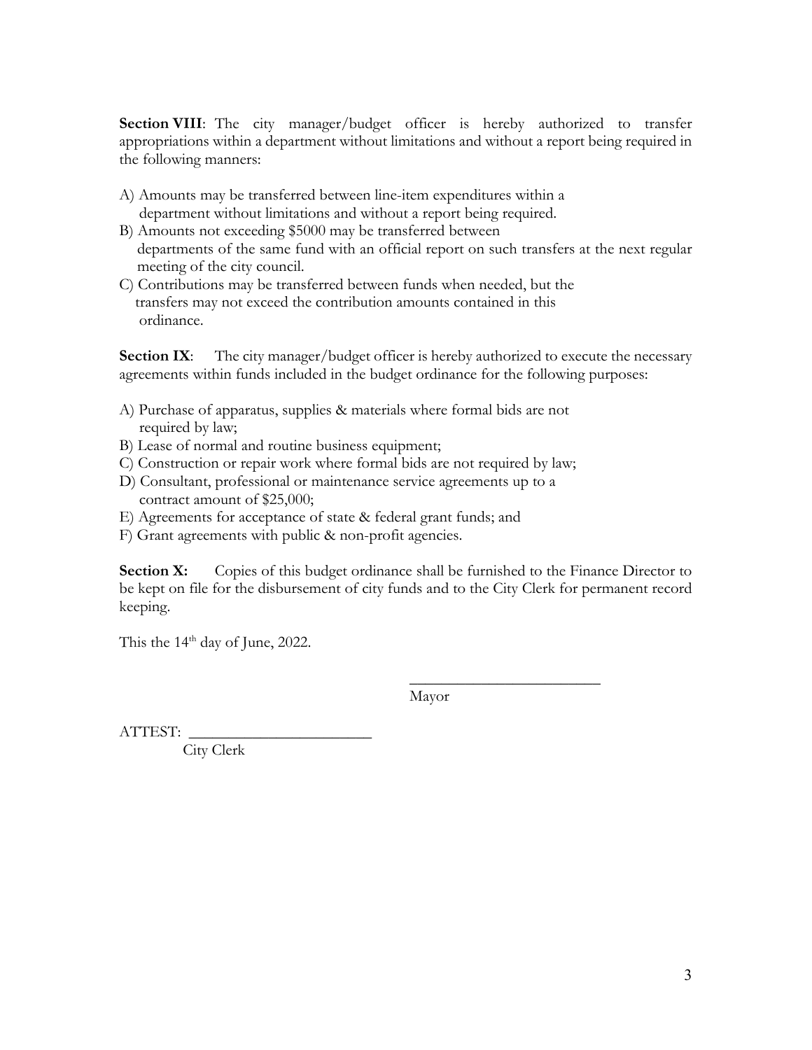**Section VIII**: The city manager/budget officer is hereby authorized to transfer appropriations within a department without limitations and without a report being required in the following manners:

A) Amounts may be transferred between line-item expenditures within a department without limitations and without a report being required.
B) Amounts not exceeding $5000 may be transferred between departments of the same fund with an official report on such transfers at the next regular meeting of the city council.
C) Contributions may be transferred between funds when needed, but the transfers may not exceed the contribution amounts contained in this ordinance.

**Section IX**: The city manager/budget officer is hereby authorized to execute the necessary agreements within funds included in the budget ordinance for the following purposes:

A) Purchase of apparatus, supplies & materials where formal bids are not required by law;
B) Lease of normal and routine business equipment;
C) Construction or repair work where formal bids are not required by law;
D) Consultant, professional or maintenance service agreements up to a contract amount of $25,000;
E) Agreements for acceptance of state & federal grant funds; and
F) Grant agreements with public & non-profit agencies.

**Section X:** Copies of this budget ordinance shall be furnished to the Finance Director to be kept on file for the disbursement of city funds and to the City Clerk for permanent record keeping.

This the 14th day of June, 2022.

\_\_\_\_\_\_\_\_\_\_\_\_\_\_\_\_\_\_\_\_\_\_\_\_
Mayor

ATTEST: \_\_\_\_\_\_\_\_\_\_\_\_\_\_\_\_\_\_\_\_\_\_\_\_
City Clerk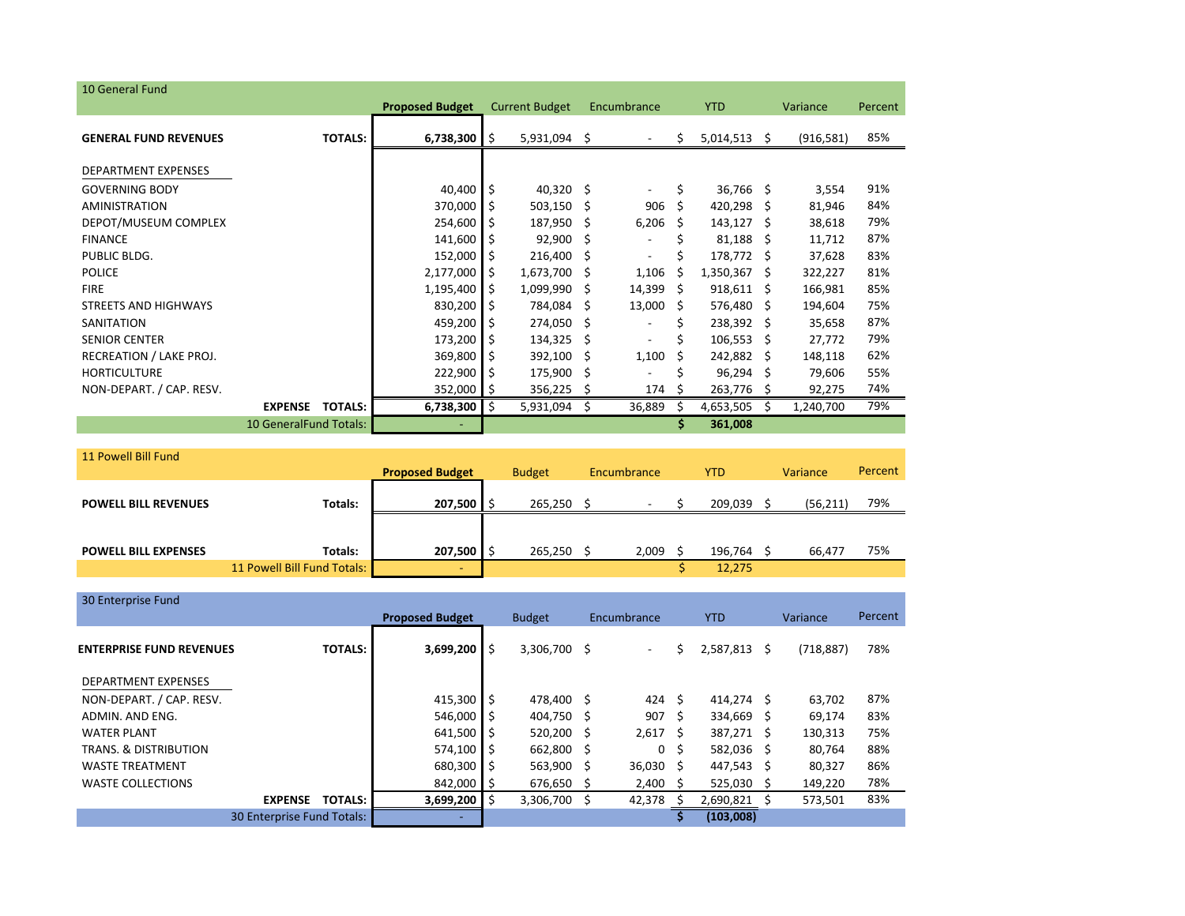## 10 General Fund

| | | Proposed Budget | Current Budget | Encumbrance | YTD | Variance | Percent |
|---|---|---|---|---|---|---|---|
| **GENERAL FUND REVENUES** | **TOTALS:** | **6,738,300** | $ 5,931,094 | $ - | $ 5,014,513 | $ (916,581) | 85% |
| DEPARTMENT EXPENSES | | | | | | | |
| GOVERNING BODY | | 40,400 | $ 40,320 | $ - | $ 36,766 | $ 3,554 | 91% |
| AMINISTRATION | | 370,000 | $ 503,150 | $ 906 | $ 420,298 | $ 81,946 | 84% |
| DEPOT/MUSEUM COMPLEX | | 254,600 | $ 187,950 | $ 6,206 | $ 143,127 | $ 38,618 | 79% |
| FINANCE | | 141,600 | $ 92,900 | $ - | $ 81,188 | $ 11,712 | 87% |
| PUBLIC BLDG. | | 152,000 | $ 216,400 | $ - | $ 178,772 | $ 37,628 | 83% |
| POLICE | | 2,177,000 | $ 1,673,700 | $ 1,106 | $ 1,350,367 | $ 322,227 | 81% |
| FIRE | | 1,195,400 | $ 1,099,990 | $ 14,399 | $ 918,611 | $ 166,981 | 85% |
| STREETS AND HIGHWAYS | | 830,200 | $ 784,084 | $ 13,000 | $ 576,480 | $ 194,604 | 75% |
| SANITATION | | 459,200 | $ 274,050 | $ - | $ 238,392 | $ 35,658 | 87% |
| SENIOR CENTER | | 173,200 | $ 134,325 | $ - | $ 106,553 | $ 27,772 | 79% |
| RECREATION / LAKE PROJ. | | 369,800 | $ 392,100 | $ 1,100 | $ 242,882 | $ 148,118 | 62% |
| HORTICULTURE | | 222,900 | $ 175,900 | $ - | $ 96,294 | $ 79,606 | 55% |
| NON-DEPART. / CAP. RESV. | | 352,000 | $ 356,225 | $ 174 | $ 263,776 | $ 92,275 | 74% |
| | **EXPENSE TOTALS:** | **6,738,300** | $ 5,931,094 | $ 36,889 | $ 4,653,505 | $ 1,240,700 | 79% |
| | 10 GeneralFund Totals: | - | | | **$ 361,008** | | |

## 11 Powell Bill Fund

| | | Proposed Budget | Budget | Encumbrance | YTD | Variance | Percent |
|---|---|---|---|---|---|---|---|
| **POWELL BILL REVENUES** | **Totals:** | **207,500** | $ 265,250 | $ - | $ 209,039 | $ (56,211) | 79% |
| **POWELL BILL EXPENSES** | **Totals:** | **207,500** | $ 265,250 | $ 2,009 | $ 196,764 | $ 66,477 | 75% |
| | 11 Powell Bill Fund Totals: | - | | | $ 12,275 | | |

## 30 Enterprise Fund

| | | Proposed Budget | Budget | Encumbrance | YTD | Variance | Percent |
|---|---|---|---|---|---|---|---|
| **ENTERPRISE FUND REVENUES** | **TOTALS:** | **3,699,200** | $ 3,306,700 | $ - | $ 2,587,813 | $ (718,887) | 78% |
| DEPARTMENT EXPENSES | | | | | | | |
| NON-DEPART. / CAP. RESV. | | 415,300 | $ 478,400 | $ 424 | $ 414,274 | $ 63,702 | 87% |
| ADMIN. AND ENG. | | 546,000 | $ 404,750 | $ 907 | $ 334,669 | $ 69,174 | 83% |
| WATER PLANT | | 641,500 | $ 520,200 | $ 2,617 | $ 387,271 | $ 130,313 | 75% |
| TRANS. & DISTRIBUTION | | 574,100 | $ 662,800 | $ 0 | $ 582,036 | $ 80,764 | 88% |
| WASTE TREATMENT | | 680,300 | $ 563,900 | $ 36,030 | $ 447,543 | $ 80,327 | 86% |
| WASTE COLLECTIONS | | 842,000 | $ 676,650 | $ 2,400 | $ 525,030 | $ 149,220 | 78% |
| | **EXPENSE TOTALS:** | **3,699,200** | $ 3,306,700 | $ 42,378 | $ 2,690,821 | $ 573,501 | 83% |
| | 30 Enterprise Fund Totals: | - | | | **$ (103,008)** | | |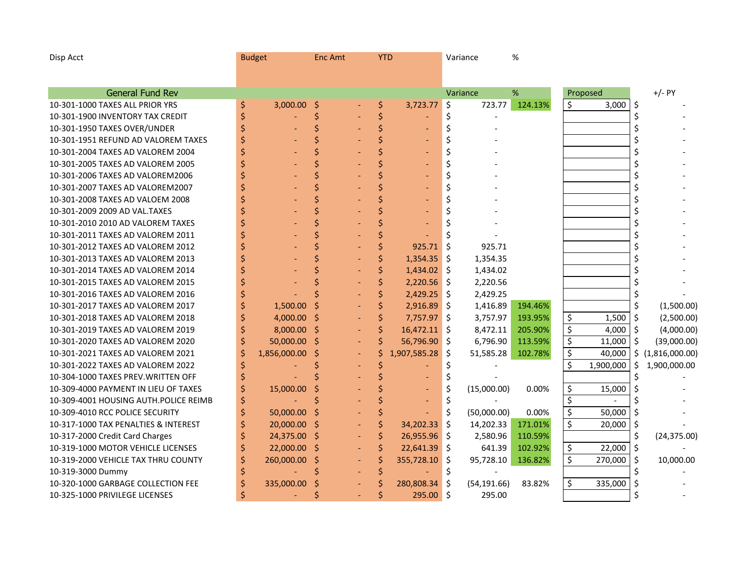| Disp Acct | Budget | Enc Amt | YTD | Variance | % | Proposed | +/- PY |
|---|---|---|---|---|---|---|---|
| **General Fund Rev** | | | | Variance | % | Proposed | +/- PY |
| 10-301-1000 TAXES ALL PRIOR YRS | $ 3,000.00 | $ - | $ 3,723.77 | $ 723.77 | 124.13% | $ 3,000 | $ - |
| 10-301-1900 INVENTORY TAX CREDIT | $ - | $ - | $ - | $ - | | | $ - |
| 10-301-1950 TAXES OVER/UNDER | $ - | $ - | $ - | $ - | | | $ - |
| 10-301-1951 REFUND AD VALOREM TAXES | $ - | $ - | $ - | $ - | | | $ - |
| 10-301-2004 TAXES AD VALOREM 2004 | $ - | $ - | $ - | $ - | | | $ - |
| 10-301-2005 TAXES AD VALOREM 2005 | $ - | $ - | $ - | $ - | | | $ - |
| 10-301-2006 TAXES AD VALOREM2006 | $ - | $ - | $ - | $ - | | | $ - |
| 10-301-2007 TAXES AD VALOREM2007 | $ - | $ - | $ - | $ - | | | $ - |
| 10-301-2008 TAXES AD VALOEM 2008 | $ - | $ - | $ - | $ - | | | $ - |
| 10-301-2009 2009 AD VAL.TAXES | $ - | $ - | $ - | $ - | | | $ - |
| 10-301-2010 2010 AD VALOREM TAXES | $ - | $ - | $ - | $ - | | | $ - |
| 10-301-2011 TAXES AD VALOREM 2011 | $ - | $ - | $ - | $ - | | | $ - |
| 10-301-2012 TAXES AD VALOREM 2012 | $ - | $ - | $ 925.71 | $ 925.71 | | | $ - |
| 10-301-2013 TAXES AD VALOREM 2013 | $ - | $ - | $ 1,354.35 | $ 1,354.35 | | | $ - |
| 10-301-2014 TAXES AD VALOREM 2014 | $ - | $ - | $ 1,434.02 | $ 1,434.02 | | | $ - |
| 10-301-2015 TAXES AD VALOREM 2015 | $ - | $ - | $ 2,220.56 | $ 2,220.56 | | | $ - |
| 10-301-2016 TAXES AD VALOREM 2016 | $ - | $ - | $ 2,429.25 | $ 2,429.25 | | | $ - |
| 10-301-2017 TAXES AD VALOREM 2017 | $ 1,500.00 | $ - | $ 2,916.89 | $ 1,416.89 | 194.46% | | $ (1,500.00) |
| 10-301-2018 TAXES AD VALOREM 2018 | $ 4,000.00 | $ - | $ 7,757.97 | $ 3,757.97 | 193.95% | $ 1,500 | $ (2,500.00) |
| 10-301-2019 TAXES AD VALOREM 2019 | $ 8,000.00 | $ - | $ 16,472.11 | $ 8,472.11 | 205.90% | $ 4,000 | $ (4,000.00) |
| 10-301-2020 TAXES AD VALOREM 2020 | $ 50,000.00 | $ - | $ 56,796.90 | $ 6,796.90 | 113.59% | $ 11,000 | $ (39,000.00) |
| 10-301-2021 TAXES AD VALOREM 2021 | $ 1,856,000.00 | $ - | $ 1,907,585.28 | $ 51,585.28 | 102.78% | $ 40,000 | $ (1,816,000.00) |
| 10-301-2022 TAXES AD VALOREM 2022 | $ - | $ - | $ - | $ - | | $ 1,900,000 | $ 1,900,000.00 |
| 10-304-1000 TAXES PREV.WRITTEN OFF | $ - | $ - | $ - | $ - | | | $ - |
| 10-309-4000 PAYMENT IN LIEU OF TAXES | $ 15,000.00 | $ - | $ - | $ (15,000.00) | 0.00% | $ 15,000 | $ - |
| 10-309-4001 HOUSING AUTH.POLICE REIMB | $ - | $ - | $ - | $ - | | $ - | $ - |
| 10-309-4010 RCC POLICE SECURITY | $ 50,000.00 | $ - | $ - | $ (50,000.00) | 0.00% | $ 50,000 | $ - |
| 10-317-1000 TAX PENALTIES & INTEREST | $ 20,000.00 | $ - | $ 34,202.33 | $ 14,202.33 | 171.01% | $ 20,000 | $ - |
| 10-317-2000 Credit Card Charges | $ 24,375.00 | $ - | $ 26,955.96 | $ 2,580.96 | 110.59% | | $ (24,375.00) |
| 10-319-1000 MOTOR VEHICLE LICENSES | $ 22,000.00 | $ - | $ 22,641.39 | $ 641.39 | 102.92% | $ 22,000 | $ - |
| 10-319-2000 VEHICLE TAX THRU COUNTY | $ 260,000.00 | $ - | $ 355,728.10 | $ 95,728.10 | 136.82% | $ 270,000 | $ 10,000.00 |
| 10-319-3000 Dummy | $ - | $ - | $ - | $ - | | | $ - |
| 10-320-1000 GARBAGE COLLECTION FEE | $ 335,000.00 | $ - | $ 280,808.34 | $ (54,191.66) | 83.82% | $ 335,000 | $ - |
| 10-325-1000 PRIVILEGE LICENSES | $ - | $ - | $ 295.00 | $ 295.00 | | | $ - |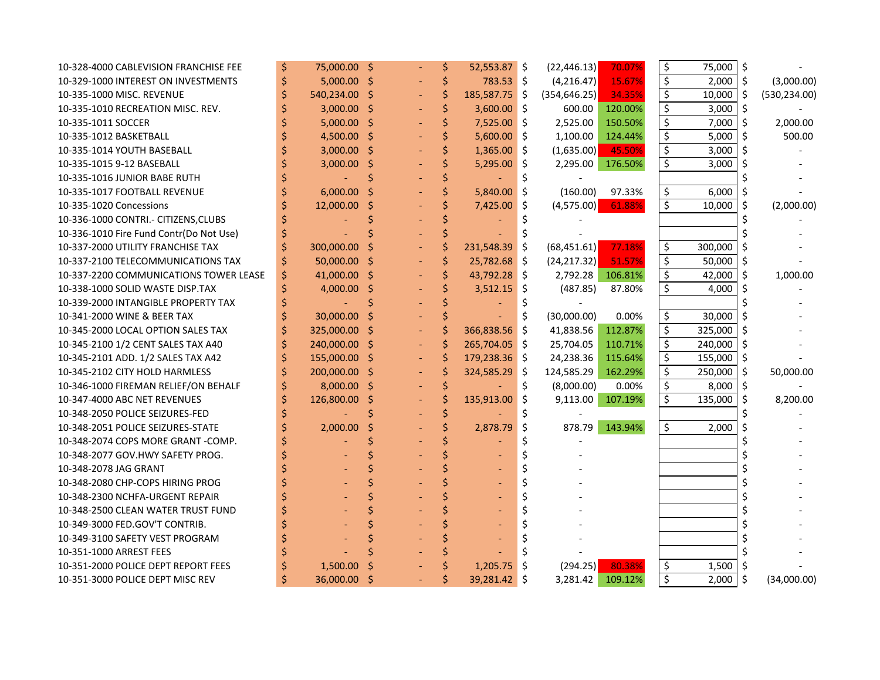| Account | Budget | Amendments | Actual | Variance | % | Proposed | Change |
|---|---|---|---|---|---|---|---|
| 10-328-4000 CABLEVISION FRANCHISE FEE | $ 75,000.00 | $ - | $ 52,553.87 | $ (22,446.13) | 70.07% | $ 75,000 | $ - |
| 10-329-1000 INTEREST ON INVESTMENTS | $ 5,000.00 | $ - | $ 783.53 | $ (4,216.47) | 15.67% | $ 2,000 | $ (3,000.00) |
| 10-335-1000 MISC. REVENUE | $ 540,234.00 | $ - | $ 185,587.75 | $ (354,646.25) | 34.35% | $ 10,000 | $ (530,234.00) |
| 10-335-1010 RECREATION MISC. REV. | $ 3,000.00 | $ - | $ 3,600.00 | $ 600.00 | 120.00% | $ 3,000 | $ - |
| 10-335-1011 SOCCER | $ 5,000.00 | $ - | $ 7,525.00 | $ 2,525.00 | 150.50% | $ 7,000 | $ 2,000.00 |
| 10-335-1012 BASKETBALL | $ 4,500.00 | $ - | $ 5,600.00 | $ 1,100.00 | 124.44% | $ 5,000 | $ 500.00 |
| 10-335-1014 YOUTH BASEBALL | $ 3,000.00 | $ - | $ 1,365.00 | $ (1,635.00) | 45.50% | $ 3,000 | $ - |
| 10-335-1015 9-12 BASEBALL | $ 3,000.00 | $ - | $ 5,295.00 | $ 2,295.00 | 176.50% | $ 3,000 | $ - |
| 10-335-1016 JUNIOR BABE RUTH | $ - | $ - | $ - | $ - | | | $ - |
| 10-335-1017 FOOTBALL REVENUE | $ 6,000.00 | $ - | $ 5,840.00 | $ (160.00) | 97.33% | $ 6,000 | $ - |
| 10-335-1020 Concessions | $ 12,000.00 | $ - | $ 7,425.00 | $ (4,575.00) | 61.88% | $ 10,000 | $ (2,000.00) |
| 10-336-1000 CONTRI.- CITIZENS,CLUBS | $ - | $ - | $ - | $ - | | | $ - |
| 10-336-1010 Fire Fund Contr(Do Not Use) | $ - | $ - | $ - | $ - | | | $ - |
| 10-337-2000 UTILITY FRANCHISE TAX | $ 300,000.00 | $ - | $ 231,548.39 | $ (68,451.61) | 77.18% | $ 300,000 | $ - |
| 10-337-2100 TELECOMMUNICATIONS TAX | $ 50,000.00 | $ - | $ 25,782.68 | $ (24,217.32) | 51.57% | $ 50,000 | $ - |
| 10-337-2200 COMMUNICATIONS TOWER LEASE | $ 41,000.00 | $ - | $ 43,792.28 | $ 2,792.28 | 106.81% | $ 42,000 | $ 1,000.00 |
| 10-338-1000 SOLID WASTE DISP.TAX | $ 4,000.00 | $ - | $ 3,512.15 | $ (487.85) | 87.80% | $ 4,000 | $ - |
| 10-339-2000 INTANGIBLE PROPERTY TAX | $ - | $ - | $ - | $ - | | | $ - |
| 10-341-2000 WINE & BEER TAX | $ 30,000.00 | $ - | $ - | $ (30,000.00) | 0.00% | $ 30,000 | $ - |
| 10-345-2000 LOCAL OPTION SALES TAX | $ 325,000.00 | $ - | $ 366,838.56 | $ 41,838.56 | 112.87% | $ 325,000 | $ - |
| 10-345-2100 1/2 CENT SALES TAX A40 | $ 240,000.00 | $ - | $ 265,704.05 | $ 25,704.05 | 110.71% | $ 240,000 | $ - |
| 10-345-2101 ADD. 1/2 SALES TAX A42 | $ 155,000.00 | $ - | $ 179,238.36 | $ 24,238.36 | 115.64% | $ 155,000 | $ - |
| 10-345-2102 CITY HOLD HARMLESS | $ 200,000.00 | $ - | $ 324,585.29 | $ 124,585.29 | 162.29% | $ 250,000 | $ 50,000.00 |
| 10-346-1000 FIREMAN RELIEF/ON BEHALF | $ 8,000.00 | $ - | $ - | $ (8,000.00) | 0.00% | $ 8,000 | $ - |
| 10-347-4000 ABC NET REVENUES | $ 126,800.00 | $ - | $ 135,913.00 | $ 9,113.00 | 107.19% | $ 135,000 | $ 8,200.00 |
| 10-348-2050 POLICE SEIZURES-FED | $ - | $ - | $ - | $ - | | | $ - |
| 10-348-2051 POLICE SEIZURES-STATE | $ 2,000.00 | $ - | $ 2,878.79 | $ 878.79 | 143.94% | $ 2,000 | $ - |
| 10-348-2074 COPS MORE GRANT -COMP. | $ - | $ - | $ - | $ - | | | $ - |
| 10-348-2077 GOV.HWY SAFETY PROG. | $ - | $ - | $ - | $ - | | | $ - |
| 10-348-2078 JAG GRANT | $ - | $ - | $ - | $ - | | | $ - |
| 10-348-2080 CHP-COPS HIRING PROG | $ - | $ - | $ - | $ - | | | $ - |
| 10-348-2300 NCHFA-URGENT REPAIR | $ - | $ - | $ - | $ - | | | $ - |
| 10-348-2500 CLEAN WATER TRUST FUND | $ - | $ - | $ - | $ - | | | $ - |
| 10-349-3000 FED.GOV'T CONTRIB. | $ - | $ - | $ - | $ - | | | $ - |
| 10-349-3100 SAFETY VEST PROGRAM | $ - | $ - | $ - | $ - | | | $ - |
| 10-351-1000 ARREST FEES | $ - | $ - | $ - | $ - | | | $ - |
| 10-351-2000 POLICE DEPT REPORT FEES | $ 1,500.00 | $ - | $ 1,205.75 | $ (294.25) | 80.38% | $ 1,500 | $ - |
| 10-351-3000 POLICE DEPT MISC REV | $ 36,000.00 | $ - | $ 39,281.42 | $ 3,281.42 | 109.12% | $ 2,000 | $ (34,000.00) |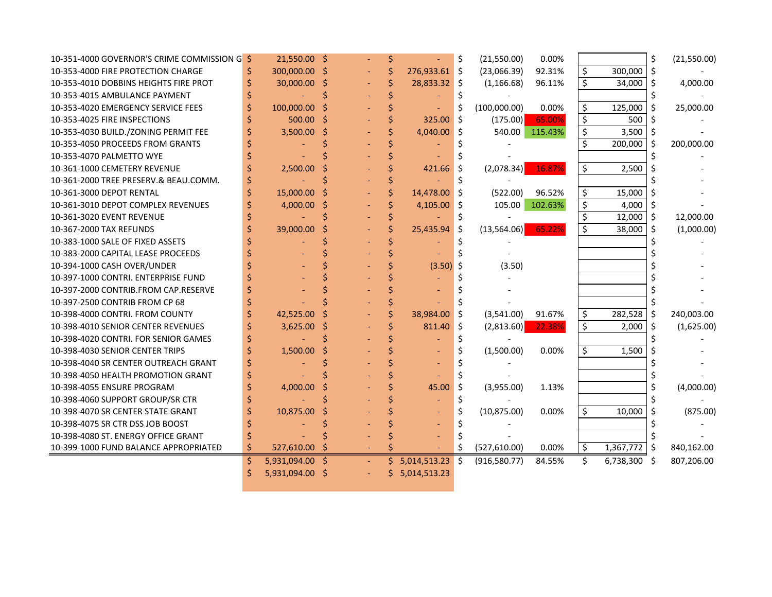| Account | Budget | Amended | Actual | Variance | % | Proposed | Change |
|---|---|---|---|---|---|---|---|
| 10-351-4000 GOVERNOR'S CRIME COMMISSION G | $ 21,550.00 | $ - | $ - | $ (21,550.00) | 0.00% | | $ (21,550.00) |
| 10-353-4000 FIRE PROTECTION CHARGE | $ 300,000.00 | $ - | $ 276,933.61 | $ (23,066.39) | 92.31% | $ 300,000 | $ - |
| 10-353-4010 DOBBINS HEIGHTS FIRE PROT | $ 30,000.00 | $ - | $ 28,833.32 | $ (1,166.68) | 96.11% | $ 34,000 | $ 4,000.00 |
| 10-353-4015 AMBULANCE PAYMENT | $ - | $ - | $ - | $ - | | | $ - |
| 10-353-4020 EMERGENCY SERVICE FEES | $ 100,000.00 | $ - | $ - | $ (100,000.00) | 0.00% | $ 125,000 | $ 25,000.00 |
| 10-353-4025 FIRE INSPECTIONS | $ 500.00 | $ - | $ 325.00 | $ (175.00) | 65.00% | $ 500 | $ - |
| 10-353-4030 BUILD./ZONING PERMIT FEE | $ 3,500.00 | $ - | $ 4,040.00 | $ 540.00 | 115.43% | $ 3,500 | $ - |
| 10-353-4050 PROCEEDS FROM GRANTS | $ - | $ - | $ - | $ - | | $ 200,000 | $ 200,000.00 |
| 10-353-4070 PALMETTO WYE | $ - | $ - | $ - | $ - | | | $ - |
| 10-361-1000 CEMETERY REVENUE | $ 2,500.00 | $ - | $ 421.66 | $ (2,078.34) | 16.87% | $ 2,500 | $ - |
| 10-361-2000 TREE PRESERV.& BEAU.COMM. | $ - | $ - | $ - | $ - | | | $ - |
| 10-361-3000 DEPOT RENTAL | $ 15,000.00 | $ - | $ 14,478.00 | $ (522.00) | 96.52% | $ 15,000 | $ - |
| 10-361-3010 DEPOT COMPLEX REVENUES | $ 4,000.00 | $ - | $ 4,105.00 | $ 105.00 | 102.63% | $ 4,000 | $ - |
| 10-361-3020 EVENT REVENUE | $ - | $ - | $ - | $ - | | $ 12,000 | $ 12,000.00 |
| 10-367-2000 TAX REFUNDS | $ 39,000.00 | $ - | $ 25,435.94 | $ (13,564.06) | 65.22% | $ 38,000 | $ (1,000.00) |
| 10-383-1000 SALE OF FIXED ASSETS | $ - | $ - | $ - | $ - | | | $ - |
| 10-383-2000 CAPITAL LEASE PROCEEDS | $ - | $ - | $ - | $ - | | | $ - |
| 10-394-1000 CASH OVER/UNDER | $ - | $ - | $ (3.50) | $ (3.50) | | | $ - |
| 10-397-1000 CONTRI. ENTERPRISE FUND | $ - | $ - | $ - | $ - | | | $ - |
| 10-397-2000 CONTRIB.FROM CAP.RESERVE | $ - | $ - | $ - | $ - | | | $ - |
| 10-397-2500 CONTRIB FROM CP 68 | $ - | $ - | $ - | $ - | | | $ - |
| 10-398-4000 CONTRI. FROM COUNTY | $ 42,525.00 | $ - | $ 38,984.00 | $ (3,541.00) | 91.67% | $ 282,528 | $ 240,003.00 |
| 10-398-4010 SENIOR CENTER REVENUES | $ 3,625.00 | $ - | $ 811.40 | $ (2,813.60) | 22.38% | $ 2,000 | $ (1,625.00) |
| 10-398-4020 CONTRI. FOR SENIOR GAMES | $ - | $ - | $ - | $ - | | | $ - |
| 10-398-4030 SENIOR CENTER TRIPS | $ 1,500.00 | $ - | $ - | $ (1,500.00) | 0.00% | $ 1,500 | $ - |
| 10-398-4040 SR CENTER OUTREACH GRANT | $ - | $ - | $ - | $ - | | | $ - |
| 10-398-4050 HEALTH PROMOTION GRANT | $ - | $ - | $ - | $ - | | | $ - |
| 10-398-4055 ENSURE PROGRAM | $ 4,000.00 | $ - | $ 45.00 | $ (3,955.00) | 1.13% | | $ (4,000.00) |
| 10-398-4060 SUPPORT GROUP/SR CTR | $ - | $ - | $ - | $ - | | | $ - |
| 10-398-4070 SR CENTER STATE GRANT | $ 10,875.00 | $ - | $ - | $ (10,875.00) | 0.00% | $ 10,000 | $ (875.00) |
| 10-398-4075 SR CTR DSS JOB BOOST | $ - | $ - | $ - | $ - | | | $ - |
| 10-398-4080 ST. ENERGY OFFICE GRANT | $ - | $ - | $ - | $ - | | | $ - |
| 10-399-1000 FUND BALANCE APPROPRIATED | $ 527,610.00 | $ - | $ - | $ (527,610.00) | 0.00% | $ 1,367,772 | $ 840,162.00 |
| | $ 5,931,094.00 | $ - | $ 5,014,513.23 | $ (916,580.77) | 84.55% | $ 6,738,300 | $ 807,206.00 |
| | $ 5,931,094.00 | $ - | $ 5,014,513.23 | | | | |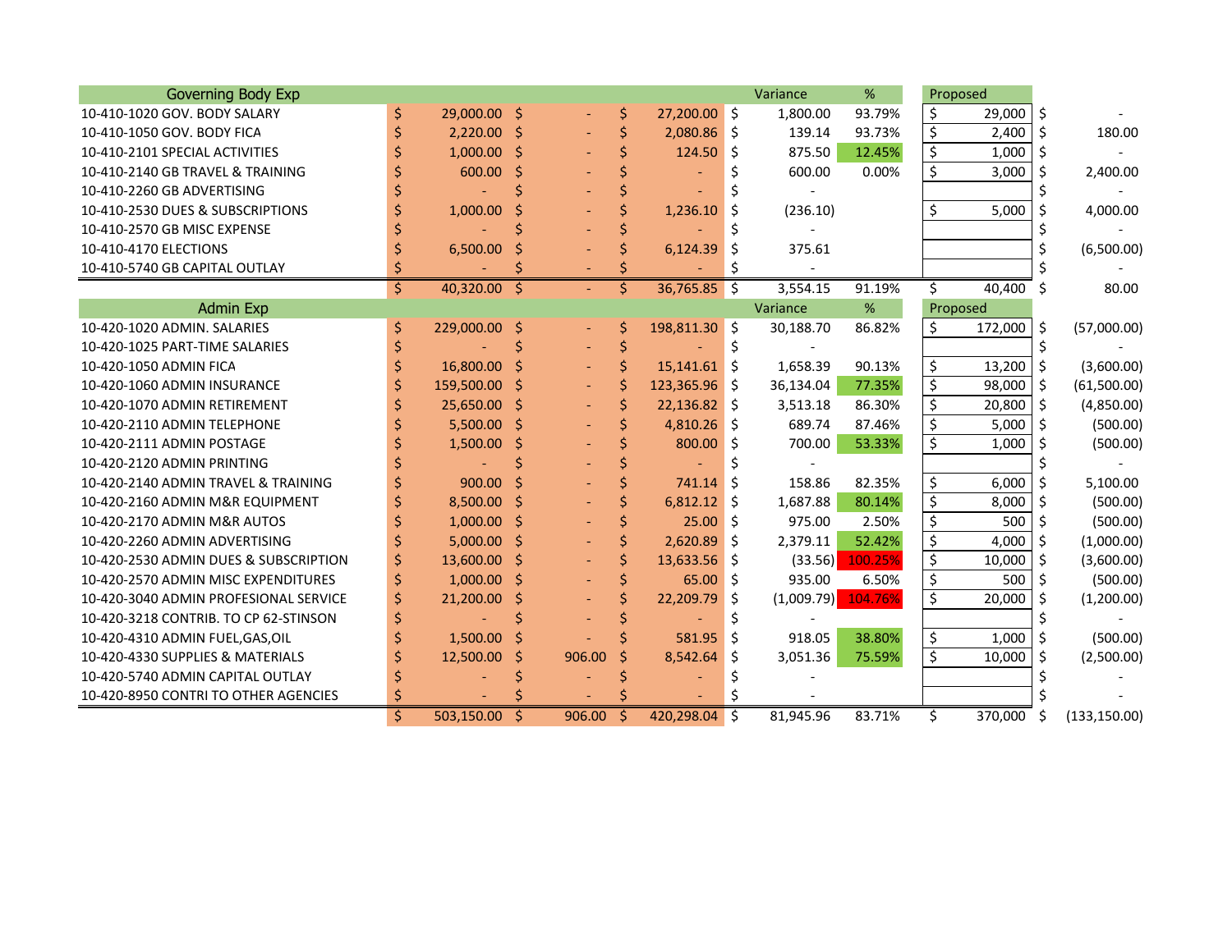| Governing Body Exp | | | | Variance | % | Proposed | |
|---|---|---|---|---|---|---|---|
| 10-410-1020 GOV. BODY SALARY | $ 29,000.00 | $ - | $ 27,200.00 | $ 1,800.00 | 93.79% | $ 29,000 | $ - |
| 10-410-1050 GOV. BODY FICA | $ 2,220.00 | $ - | $ 2,080.86 | $ 139.14 | 93.73% | $ 2,400 | $ 180.00 |
| 10-410-2101 SPECIAL ACTIVITIES | $ 1,000.00 | $ - | $ 124.50 | $ 875.50 | 12.45% | $ 1,000 | $ - |
| 10-410-2140 GB TRAVEL & TRAINING | $ 600.00 | $ - | $ - | $ 600.00 | 0.00% | $ 3,000 | $ 2,400.00 |
| 10-410-2260 GB ADVERTISING | $ - | $ - | $ - | $ - | | | $ - |
| 10-410-2530 DUES & SUBSCRIPTIONS | $ 1,000.00 | $ - | $ 1,236.10 | $ (236.10) | | $ 5,000 | $ 4,000.00 |
| 10-410-2570 GB MISC EXPENSE | $ - | $ - | $ - | $ - | | | $ - |
| 10-410-4170 ELECTIONS | $ 6,500.00 | $ - | $ 6,124.39 | $ 375.61 | | | $ (6,500.00) |
| 10-410-5740 GB CAPITAL OUTLAY | $ - | $ - | $ - | $ - | | | $ - |
| | $ 40,320.00 | $ - | $ 36,765.85 | $ 3,554.15 | 91.19% | $ 40,400 | $ 80.00 |

| Admin Exp | | | | Variance | % | Proposed | |
|---|---|---|---|---|---|---|---|
| 10-420-1020 ADMIN. SALARIES | $ 229,000.00 | $ - | $ 198,811.30 | $ 30,188.70 | 86.82% | $ 172,000 | $ (57,000.00) |
| 10-420-1025 PART-TIME SALARIES | $ - | $ - | $ - | $ - | | | $ - |
| 10-420-1050 ADMIN FICA | $ 16,800.00 | $ - | $ 15,141.61 | $ 1,658.39 | 90.13% | $ 13,200 | $ (3,600.00) |
| 10-420-1060 ADMIN INSURANCE | $ 159,500.00 | $ - | $ 123,365.96 | $ 36,134.04 | 77.35% | $ 98,000 | $ (61,500.00) |
| 10-420-1070 ADMIN RETIREMENT | $ 25,650.00 | $ - | $ 22,136.82 | $ 3,513.18 | 86.30% | $ 20,800 | $ (4,850.00) |
| 10-420-2110 ADMIN TELEPHONE | $ 5,500.00 | $ - | $ 4,810.26 | $ 689.74 | 87.46% | $ 5,000 | $ (500.00) |
| 10-420-2111 ADMIN POSTAGE | $ 1,500.00 | $ - | $ 800.00 | $ 700.00 | 53.33% | $ 1,000 | $ (500.00) |
| 10-420-2120 ADMIN PRINTING | $ - | $ - | $ - | $ - | | | $ - |
| 10-420-2140 ADMIN TRAVEL & TRAINING | $ 900.00 | $ - | $ 741.14 | $ 158.86 | 82.35% | $ 6,000 | $ 5,100.00 |
| 10-420-2160 ADMIN M&R EQUIPMENT | $ 8,500.00 | $ - | $ 6,812.12 | $ 1,687.88 | 80.14% | $ 8,000 | $ (500.00) |
| 10-420-2170 ADMIN M&R AUTOS | $ 1,000.00 | $ - | $ 25.00 | $ 975.00 | 2.50% | $ 500 | $ (500.00) |
| 10-420-2260 ADMIN ADVERTISING | $ 5,000.00 | $ - | $ 2,620.89 | $ 2,379.11 | 52.42% | $ 4,000 | $ (1,000.00) |
| 10-420-2530 ADMIN DUES & SUBSCRIPTION | $ 13,600.00 | $ - | $ 13,633.56 | $ (33.56) | 100.25% | $ 10,000 | $ (3,600.00) |
| 10-420-2570 ADMIN MISC EXPENDITURES | $ 1,000.00 | $ - | $ 65.00 | $ 935.00 | 6.50% | $ 500 | $ (500.00) |
| 10-420-3040 ADMIN PROFESIONAL SERVICE | $ 21,200.00 | $ - | $ 22,209.79 | $ (1,009.79) | 104.76% | $ 20,000 | $ (1,200.00) |
| 10-420-3218 CONTRIB. TO CP 62-STINSON | $ - | $ - | $ - | $ - | | | $ - |
| 10-420-4310 ADMIN FUEL,GAS,OIL | $ 1,500.00 | $ - | $ 581.95 | $ 918.05 | 38.80% | $ 1,000 | $ (500.00) |
| 10-420-4330 SUPPLIES & MATERIALS | $ 12,500.00 | $ 906.00 | $ 8,542.64 | $ 3,051.36 | 75.59% | $ 10,000 | $ (2,500.00) |
| 10-420-5740 ADMIN CAPITAL OUTLAY | $ - | $ - | $ - | $ - | | | $ - |
| 10-420-8950 CONTRI TO OTHER AGENCIES | $ - | $ - | $ - | $ - | | | $ - |
| | $ 503,150.00 | $ 906.00 | $ 420,298.04 | $ 81,945.96 | 83.71% | $ 370,000 | $ (133,150.00) |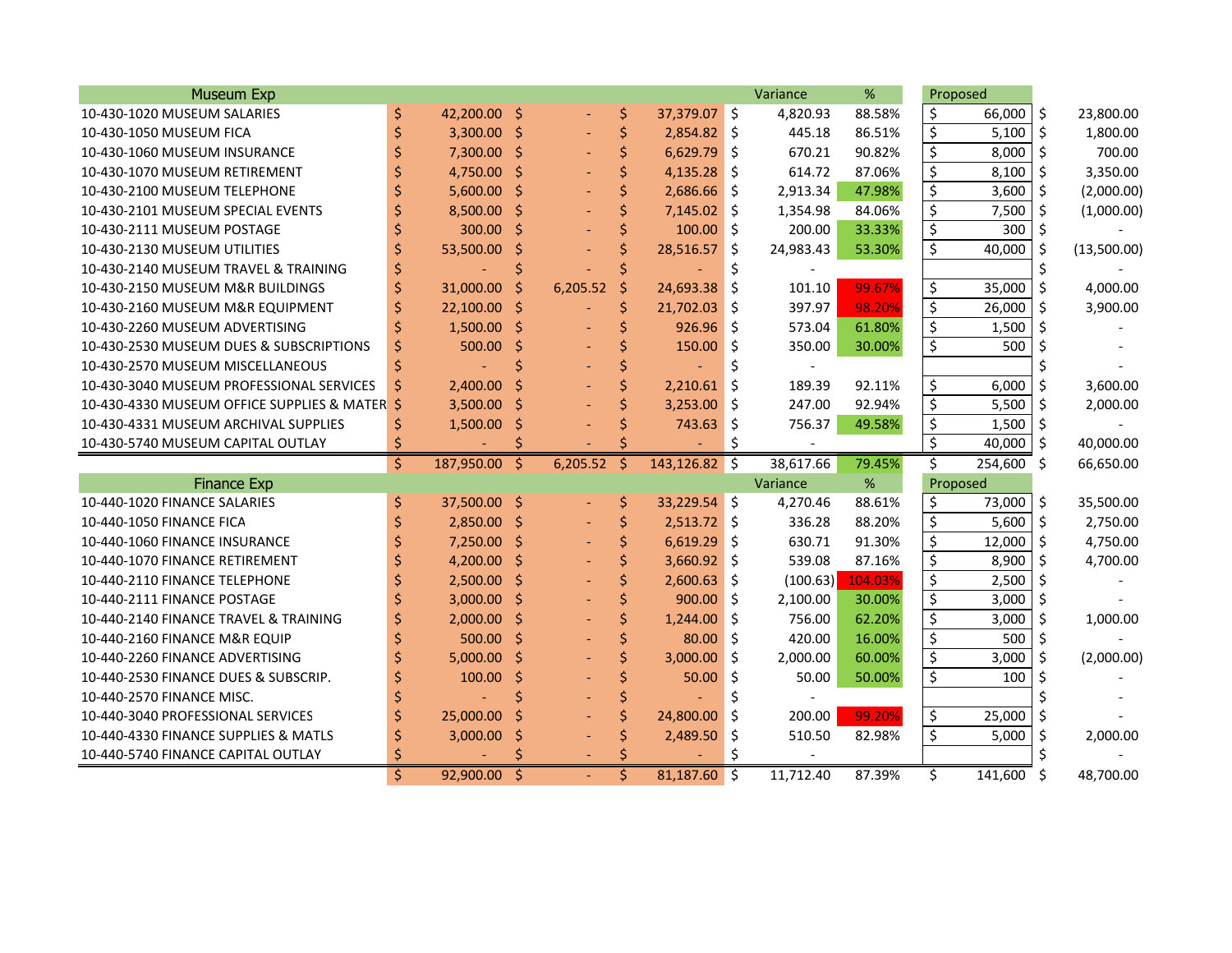| Museum Exp | | | | Variance | % | Proposed | |
|---|---|---|---|---|---|---|---|
| 10-430-1020 MUSEUM SALARIES | $ 42,200.00 | $ - | $ 37,379.07 | $ 4,820.93 | 88.58% | $ 66,000 | $ 23,800.00 |
| 10-430-1050 MUSEUM FICA | $ 3,300.00 | $ - | $ 2,854.82 | $ 445.18 | 86.51% | $ 5,100 | $ 1,800.00 |
| 10-430-1060 MUSEUM INSURANCE | $ 7,300.00 | $ - | $ 6,629.79 | $ 670.21 | 90.82% | $ 8,000 | $ 700.00 |
| 10-430-1070 MUSEUM RETIREMENT | $ 4,750.00 | $ - | $ 4,135.28 | $ 614.72 | 87.06% | $ 8,100 | $ 3,350.00 |
| 10-430-2100 MUSEUM TELEPHONE | $ 5,600.00 | $ - | $ 2,686.66 | $ 2,913.34 | 47.98% | $ 3,600 | $ (2,000.00) |
| 10-430-2101 MUSEUM SPECIAL EVENTS | $ 8,500.00 | $ - | $ 7,145.02 | $ 1,354.98 | 84.06% | $ 7,500 | $ (1,000.00) |
| 10-430-2111 MUSEUM POSTAGE | $ 300.00 | $ - | $ 100.00 | $ 200.00 | 33.33% | $ 300 | $ - |
| 10-430-2130 MUSEUM UTILITIES | $ 53,500.00 | $ - | $ 28,516.57 | $ 24,983.43 | 53.30% | $ 40,000 | $ (13,500.00) |
| 10-430-2140 MUSEUM TRAVEL & TRAINING | $ - | $ - | $ - | $ - | | | $ - |
| 10-430-2150 MUSEUM M&R BUILDINGS | $ 31,000.00 | $ 6,205.52 | $ 24,693.38 | $ 101.10 | 99.67% | $ 35,000 | $ 4,000.00 |
| 10-430-2160 MUSEUM M&R EQUIPMENT | $ 22,100.00 | $ - | $ 21,702.03 | $ 397.97 | 98.20% | $ 26,000 | $ 3,900.00 |
| 10-430-2260 MUSEUM ADVERTISING | $ 1,500.00 | $ - | $ 926.96 | $ 573.04 | 61.80% | $ 1,500 | $ - |
| 10-430-2530 MUSEUM DUES & SUBSCRIPTIONS | $ 500.00 | $ - | $ 150.00 | $ 350.00 | 30.00% | $ 500 | $ - |
| 10-430-2570 MUSEUM MISCELLANEOUS | $ - | $ - | $ - | $ - | | | $ - |
| 10-430-3040 MUSEUM PROFESSIONAL SERVICES | $ 2,400.00 | $ - | $ 2,210.61 | $ 189.39 | 92.11% | $ 6,000 | $ 3,600.00 |
| 10-430-4330 MUSEUM OFFICE SUPPLIES & MATER | $ 3,500.00 | $ - | $ 3,253.00 | $ 247.00 | 92.94% | $ 5,500 | $ 2,000.00 |
| 10-430-4331 MUSEUM ARCHIVAL SUPPLIES | $ 1,500.00 | $ - | $ 743.63 | $ 756.37 | 49.58% | $ 1,500 | $ - |
| 10-430-5740 MUSEUM CAPITAL OUTLAY | $ - | $ - | $ - | $ - | | $ 40,000 | $ 40,000.00 |
| | $ 187,950.00 | $ 6,205.52 | $ 143,126.82 | $ 38,617.66 | 79.45% | $ 254,600 | $ 66,650.00 |

| Finance Exp | | | | Variance | % | Proposed | |
|---|---|---|---|---|---|---|---|
| 10-440-1020 FINANCE SALARIES | $ 37,500.00 | $ - | $ 33,229.54 | $ 4,270.46 | 88.61% | $ 73,000 | $ 35,500.00 |
| 10-440-1050 FINANCE FICA | $ 2,850.00 | $ - | $ 2,513.72 | $ 336.28 | 88.20% | $ 5,600 | $ 2,750.00 |
| 10-440-1060 FINANCE INSURANCE | $ 7,250.00 | $ - | $ 6,619.29 | $ 630.71 | 91.30% | $ 12,000 | $ 4,750.00 |
| 10-440-1070 FINANCE RETIREMENT | $ 4,200.00 | $ - | $ 3,660.92 | $ 539.08 | 87.16% | $ 8,900 | $ 4,700.00 |
| 10-440-2110 FINANCE TELEPHONE | $ 2,500.00 | $ - | $ 2,600.63 | $ (100.63) | 104.03% | $ 2,500 | $ - |
| 10-440-2111 FINANCE POSTAGE | $ 3,000.00 | $ - | $ 900.00 | $ 2,100.00 | 30.00% | $ 3,000 | $ - |
| 10-440-2140 FINANCE TRAVEL & TRAINING | $ 2,000.00 | $ - | $ 1,244.00 | $ 756.00 | 62.20% | $ 3,000 | $ 1,000.00 |
| 10-440-2160 FINANCE M&R EQUIP | $ 500.00 | $ - | $ 80.00 | $ 420.00 | 16.00% | $ 500 | $ - |
| 10-440-2260 FINANCE ADVERTISING | $ 5,000.00 | $ - | $ 3,000.00 | $ 2,000.00 | 60.00% | $ 3,000 | $ (2,000.00) |
| 10-440-2530 FINANCE DUES & SUBSCRIP. | $ 100.00 | $ - | $ 50.00 | $ 50.00 | 50.00% | $ 100 | $ - |
| 10-440-2570 FINANCE MISC. | $ - | $ - | $ - | $ - | | | $ - |
| 10-440-3040 PROFESSIONAL SERVICES | $ 25,000.00 | $ - | $ 24,800.00 | $ 200.00 | 99.20% | $ 25,000 | $ - |
| 10-440-4330 FINANCE SUPPLIES & MATLS | $ 3,000.00 | $ - | $ 2,489.50 | $ 510.50 | 82.98% | $ 5,000 | $ 2,000.00 |
| 10-440-5740 FINANCE CAPITAL OUTLAY | $ - | $ - | $ - | $ - | | | $ - |
| | $ 92,900.00 | $ - | $ 81,187.60 | $ 11,712.40 | 87.39% | $ 141,600 | $ 48,700.00 |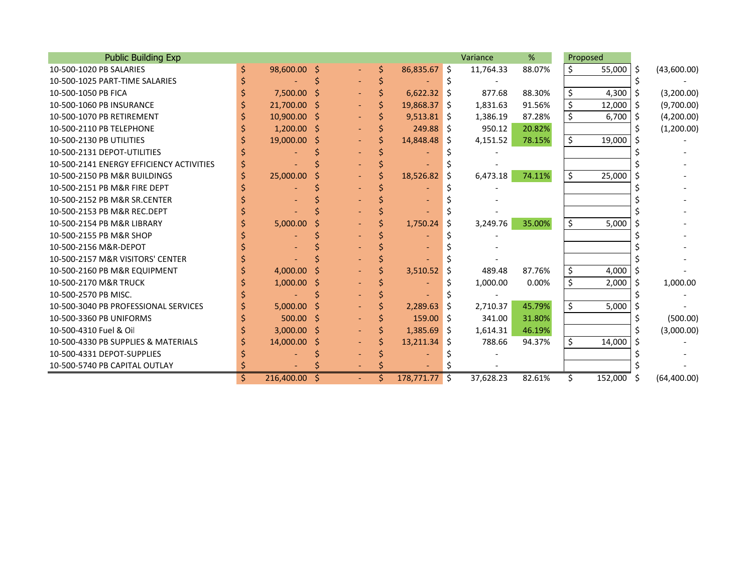| Public Building Exp | | | | Variance | % | Proposed | |
|---|---|---|---|---|---|---|---|
| 10-500-1020 PB SALARIES | $ 98,600.00 | $ - | $ 86,835.67 | $ 11,764.33 | 88.07% | $ 55,000 | $ (43,600.00) |
| 10-500-1025 PART-TIME SALARIES | $ - | $ - | $ - | $ - | | | $ - |
| 10-500-1050 PB FICA | $ 7,500.00 | $ - | $ 6,622.32 | $ 877.68 | 88.30% | $ 4,300 | $ (3,200.00) |
| 10-500-1060 PB INSURANCE | $ 21,700.00 | $ - | $ 19,868.37 | $ 1,831.63 | 91.56% | $ 12,000 | $ (9,700.00) |
| 10-500-1070 PB RETIREMENT | $ 10,900.00 | $ - | $ 9,513.81 | $ 1,386.19 | 87.28% | $ 6,700 | $ (4,200.00) |
| 10-500-2110 PB TELEPHONE | $ 1,200.00 | $ - | $ 249.88 | $ 950.12 | 20.82% | | $ (1,200.00) |
| 10-500-2130 PB UTILITIES | $ 19,000.00 | $ - | $ 14,848.48 | $ 4,151.52 | 78.15% | $ 19,000 | $ - |
| 10-500-2131 DEPOT-UTILITIES | $ - | $ - | $ - | $ - | | | $ - |
| 10-500-2141 ENERGY EFFICIENCY ACTIVITIES | $ - | $ - | $ - | $ - | | | $ - |
| 10-500-2150 PB M&R BUILDINGS | $ 25,000.00 | $ - | $ 18,526.82 | $ 6,473.18 | 74.11% | $ 25,000 | $ - |
| 10-500-2151 PB M&R FIRE DEPT | $ - | $ - | $ - | $ - | | | $ - |
| 10-500-2152 PB M&R SR.CENTER | $ - | $ - | $ - | $ - | | | $ - |
| 10-500-2153 PB M&R REC.DEPT | $ - | $ - | $ - | $ - | | | $ - |
| 10-500-2154 PB M&R LIBRARY | $ 5,000.00 | $ - | $ 1,750.24 | $ 3,249.76 | 35.00% | $ 5,000 | $ - |
| 10-500-2155 PB M&R SHOP | $ - | $ - | $ - | $ - | | | $ - |
| 10-500-2156 M&R-DEPOT | $ - | $ - | $ - | $ - | | | $ - |
| 10-500-2157 M&R VISITORS' CENTER | $ - | $ - | $ - | $ - | | | $ - |
| 10-500-2160 PB M&R EQUIPMENT | $ 4,000.00 | $ - | $ 3,510.52 | $ 489.48 | 87.76% | $ 4,000 | $ - |
| 10-500-2170 M&R TRUCK | $ 1,000.00 | $ - | $ - | $ 1,000.00 | 0.00% | $ 2,000 | $ 1,000.00 |
| 10-500-2570 PB MISC. | $ - | $ - | $ - | $ - | | | $ - |
| 10-500-3040 PB PROFESSIONAL SERVICES | $ 5,000.00 | $ - | $ 2,289.63 | $ 2,710.37 | 45.79% | $ 5,000 | $ - |
| 10-500-3360 PB UNIFORMS | $ 500.00 | $ - | $ 159.00 | $ 341.00 | 31.80% | | $ (500.00) |
| 10-500-4310 Fuel & Oil | $ 3,000.00 | $ - | $ 1,385.69 | $ 1,614.31 | 46.19% | | $ (3,000.00) |
| 10-500-4330 PB SUPPLIES & MATERIALS | $ 14,000.00 | $ - | $ 13,211.34 | $ 788.66 | 94.37% | $ 14,000 | $ - |
| 10-500-4331 DEPOT-SUPPLIES | $ - | $ - | $ - | $ - | | | $ - |
| 10-500-5740 PB CAPITAL OUTLAY | $ - | $ - | $ - | $ - | | | $ - |
| | $ 216,400.00 | $ - | $ 178,771.77 | $ 37,628.23 | 82.61% | $ 152,000 | $ (64,400.00) |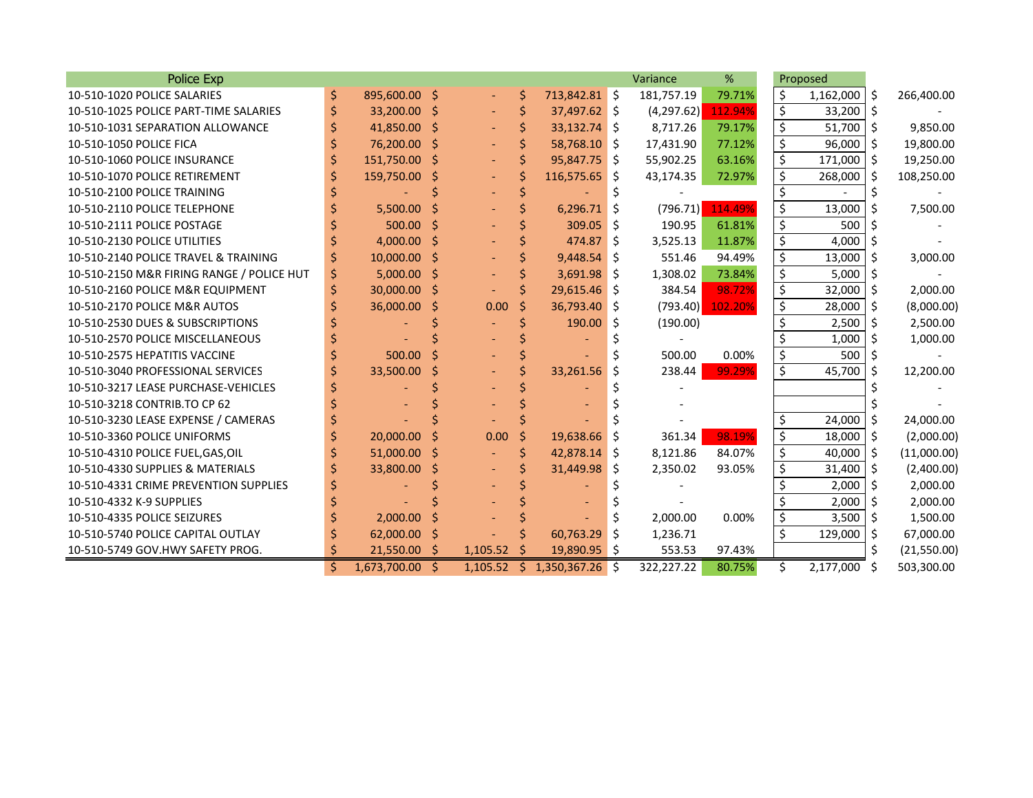| Police Exp | | | | Variance | % | Proposed | |
|---|---|---|---|---|---|---|---|
| 10-510-1020 POLICE SALARIES | $ 895,600.00 | $ - | $ 713,842.81 | $ 181,757.19 | 79.71% | $ 1,162,000 | $ 266,400.00 |
| 10-510-1025 POLICE PART-TIME SALARIES | $ 33,200.00 | $ - | $ 37,497.62 | $ (4,297.62) | 112.94% | $ 33,200 | $ - |
| 10-510-1031 SEPARATION ALLOWANCE | $ 41,850.00 | $ - | $ 33,132.74 | $ 8,717.26 | 79.17% | $ 51,700 | $ 9,850.00 |
| 10-510-1050 POLICE FICA | $ 76,200.00 | $ - | $ 58,768.10 | $ 17,431.90 | 77.12% | $ 96,000 | $ 19,800.00 |
| 10-510-1060 POLICE INSURANCE | $ 151,750.00 | $ - | $ 95,847.75 | $ 55,902.25 | 63.16% | $ 171,000 | $ 19,250.00 |
| 10-510-1070 POLICE RETIREMENT | $ 159,750.00 | $ - | $ 116,575.65 | $ 43,174.35 | 72.97% | $ 268,000 | $ 108,250.00 |
| 10-510-2100 POLICE TRAINING | $ - | $ - | $ - | $ - | | $ - | $ - |
| 10-510-2110 POLICE TELEPHONE | $ 5,500.00 | $ - | $ 6,296.71 | $ (796.71) | 114.49% | $ 13,000 | $ 7,500.00 |
| 10-510-2111 POLICE POSTAGE | $ 500.00 | $ - | $ 309.05 | $ 190.95 | 61.81% | $ 500 | $ - |
| 10-510-2130 POLICE UTILITIES | $ 4,000.00 | $ - | $ 474.87 | $ 3,525.13 | 11.87% | $ 4,000 | $ - |
| 10-510-2140 POLICE TRAVEL & TRAINING | $ 10,000.00 | $ - | $ 9,448.54 | $ 551.46 | 94.49% | $ 13,000 | $ 3,000.00 |
| 10-510-2150 M&R FIRING RANGE / POLICE HUT | $ 5,000.00 | $ - | $ 3,691.98 | $ 1,308.02 | 73.84% | $ 5,000 | $ - |
| 10-510-2160 POLICE M&R EQUIPMENT | $ 30,000.00 | $ - | $ 29,615.46 | $ 384.54 | 98.72% | $ 32,000 | $ 2,000.00 |
| 10-510-2170 POLICE M&R AUTOS | $ 36,000.00 | $ 0.00 | $ 36,793.40 | $ (793.40) | 102.20% | $ 28,000 | $ (8,000.00) |
| 10-510-2530 DUES & SUBSCRIPTIONS | $ - | $ - | $ 190.00 | $ (190.00) | | $ 2,500 | $ 2,500.00 |
| 10-510-2570 POLICE MISCELLANEOUS | $ - | $ - | $ - | $ - | | $ 1,000 | $ 1,000.00 |
| 10-510-2575 HEPATITIS VACCINE | $ 500.00 | $ - | $ - | $ 500.00 | 0.00% | $ 500 | $ - |
| 10-510-3040 PROFESSIONAL SERVICES | $ 33,500.00 | $ - | $ 33,261.56 | $ 238.44 | 99.29% | $ 45,700 | $ 12,200.00 |
| 10-510-3217 LEASE PURCHASE-VEHICLES | $ - | $ - | $ - | $ - | | | $ - |
| 10-510-3218 CONTRIB.TO CP 62 | $ - | $ - | $ - | $ - | | | $ - |
| 10-510-3230 LEASE EXPENSE / CAMERAS | $ - | $ - | $ - | $ - | | $ 24,000 | $ 24,000.00 |
| 10-510-3360 POLICE UNIFORMS | $ 20,000.00 | $ 0.00 | $ 19,638.66 | $ 361.34 | 98.19% | $ 18,000 | $ (2,000.00) |
| 10-510-4310 POLICE FUEL,GAS,OIL | $ 51,000.00 | $ - | $ 42,878.14 | $ 8,121.86 | 84.07% | $ 40,000 | $ (11,000.00) |
| 10-510-4330 SUPPLIES & MATERIALS | $ 33,800.00 | $ - | $ 31,449.98 | $ 2,350.02 | 93.05% | $ 31,400 | $ (2,400.00) |
| 10-510-4331 CRIME PREVENTION SUPPLIES | $ - | $ - | $ - | $ - | | $ 2,000 | $ 2,000.00 |
| 10-510-4332 K-9 SUPPLIES | $ - | $ - | $ - | $ - | | $ 2,000 | $ 2,000.00 |
| 10-510-4335 POLICE SEIZURES | $ 2,000.00 | $ - | $ - | $ 2,000.00 | 0.00% | $ 3,500 | $ 1,500.00 |
| 10-510-5740 POLICE CAPITAL OUTLAY | $ 62,000.00 | $ - | $ 60,763.29 | $ 1,236.71 | | $ 129,000 | $ 67,000.00 |
| 10-510-5749 GOV.HWY SAFETY PROG. | $ 21,550.00 | $ 1,105.52 | $ 19,890.95 | $ 553.53 | 97.43% | | $ (21,550.00) |
| | $ 1,673,700.00 | $ 1,105.52 | $ 1,350,367.26 | $ 322,227.22 | 80.75% | $ 2,177,000 | $ 503,300.00 |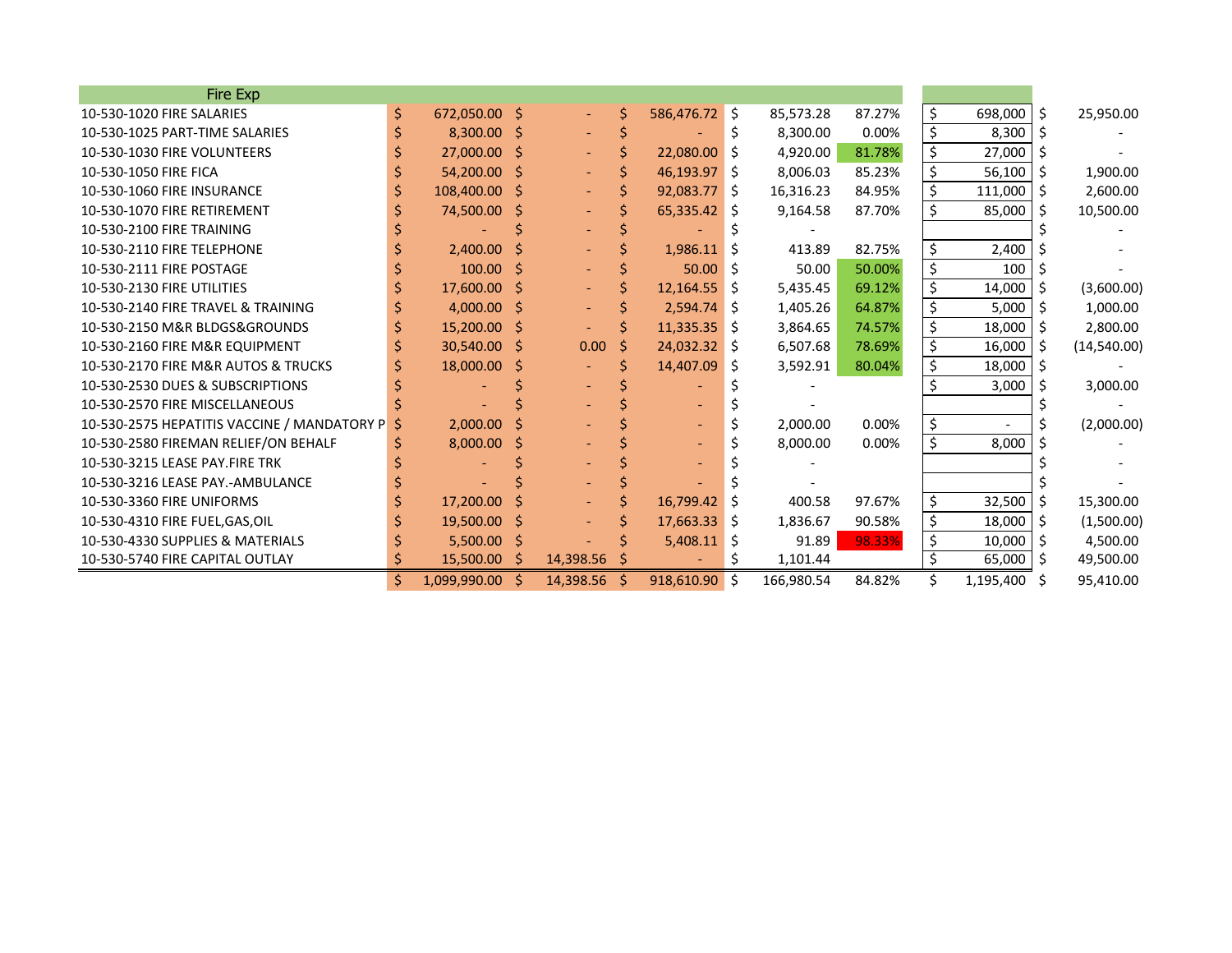| Fire Exp | | | | | | | |
|---|---|---|---|---|---|---|---|
| 10-530-1020 FIRE SALARIES | $ 672,050.00 | $ - | $ 586,476.72 | $ 85,573.28 | 87.27% | $ 698,000 | $ 25,950.00 |
| 10-530-1025 PART-TIME SALARIES | $ 8,300.00 | $ - | $ - | $ 8,300.00 | 0.00% | $ 8,300 | $ - |
| 10-530-1030 FIRE VOLUNTEERS | $ 27,000.00 | $ - | $ 22,080.00 | $ 4,920.00 | 81.78% | $ 27,000 | $ - |
| 10-530-1050 FIRE FICA | $ 54,200.00 | $ - | $ 46,193.97 | $ 8,006.03 | 85.23% | $ 56,100 | $ 1,900.00 |
| 10-530-1060 FIRE INSURANCE | $ 108,400.00 | $ - | $ 92,083.77 | $ 16,316.23 | 84.95% | $ 111,000 | $ 2,600.00 |
| 10-530-1070 FIRE RETIREMENT | $ 74,500.00 | $ - | $ 65,335.42 | $ 9,164.58 | 87.70% | $ 85,000 | $ 10,500.00 |
| 10-530-2100 FIRE TRAINING | $ - | $ - | $ - | $ - | | | $ - |
| 10-530-2110 FIRE TELEPHONE | $ 2,400.00 | $ - | $ 1,986.11 | $ 413.89 | 82.75% | $ 2,400 | $ - |
| 10-530-2111 FIRE POSTAGE | $ 100.00 | $ - | $ 50.00 | $ 50.00 | 50.00% | $ 100 | $ - |
| 10-530-2130 FIRE UTILITIES | $ 17,600.00 | $ - | $ 12,164.55 | $ 5,435.45 | 69.12% | $ 14,000 | $ (3,600.00) |
| 10-530-2140 FIRE TRAVEL & TRAINING | $ 4,000.00 | $ - | $ 2,594.74 | $ 1,405.26 | 64.87% | $ 5,000 | $ 1,000.00 |
| 10-530-2150 M&R BLDGS&GROUNDS | $ 15,200.00 | $ - | $ 11,335.35 | $ 3,864.65 | 74.57% | $ 18,000 | $ 2,800.00 |
| 10-530-2160 FIRE M&R EQUIPMENT | $ 30,540.00 | $ 0.00 | $ 24,032.32 | $ 6,507.68 | 78.69% | $ 16,000 | $ (14,540.00) |
| 10-530-2170 FIRE M&R AUTOS & TRUCKS | $ 18,000.00 | $ - | $ 14,407.09 | $ 3,592.91 | 80.04% | $ 18,000 | $ - |
| 10-530-2530 DUES & SUBSCRIPTIONS | $ - | $ - | $ - | $ - | | $ 3,000 | $ 3,000.00 |
| 10-530-2570 FIRE MISCELLANEOUS | $ - | $ - | $ - | $ - | | | $ - |
| 10-530-2575 HEPATITIS VACCINE / MANDATORY P | $ 2,000.00 | $ - | $ - | $ 2,000.00 | 0.00% | $ - | $ (2,000.00) |
| 10-530-2580 FIREMAN RELIEF/ON BEHALF | $ 8,000.00 | $ - | $ - | $ 8,000.00 | 0.00% | $ 8,000 | $ - |
| 10-530-3215 LEASE PAY.FIRE TRK | $ - | $ - | $ - | $ - | | | $ - |
| 10-530-3216 LEASE PAY.-AMBULANCE | $ - | $ - | $ - | $ - | | | $ - |
| 10-530-3360 FIRE UNIFORMS | $ 17,200.00 | $ - | $ 16,799.42 | $ 400.58 | 97.67% | $ 32,500 | $ 15,300.00 |
| 10-530-4310 FIRE FUEL,GAS,OIL | $ 19,500.00 | $ - | $ 17,663.33 | $ 1,836.67 | 90.58% | $ 18,000 | $ (1,500.00) |
| 10-530-4330 SUPPLIES & MATERIALS | $ 5,500.00 | $ - | $ 5,408.11 | $ 91.89 | 98.33% | $ 10,000 | $ 4,500.00 |
| 10-530-5740 FIRE CAPITAL OUTLAY | $ 15,500.00 | $ 14,398.56 | $ - | $ 1,101.44 | | $ 65,000 | $ 49,500.00 |
| | $ 1,099,990.00 | $ 14,398.56 | $ 918,610.90 | $ 166,980.54 | 84.82% | $ 1,195,400 | $ 95,410.00 |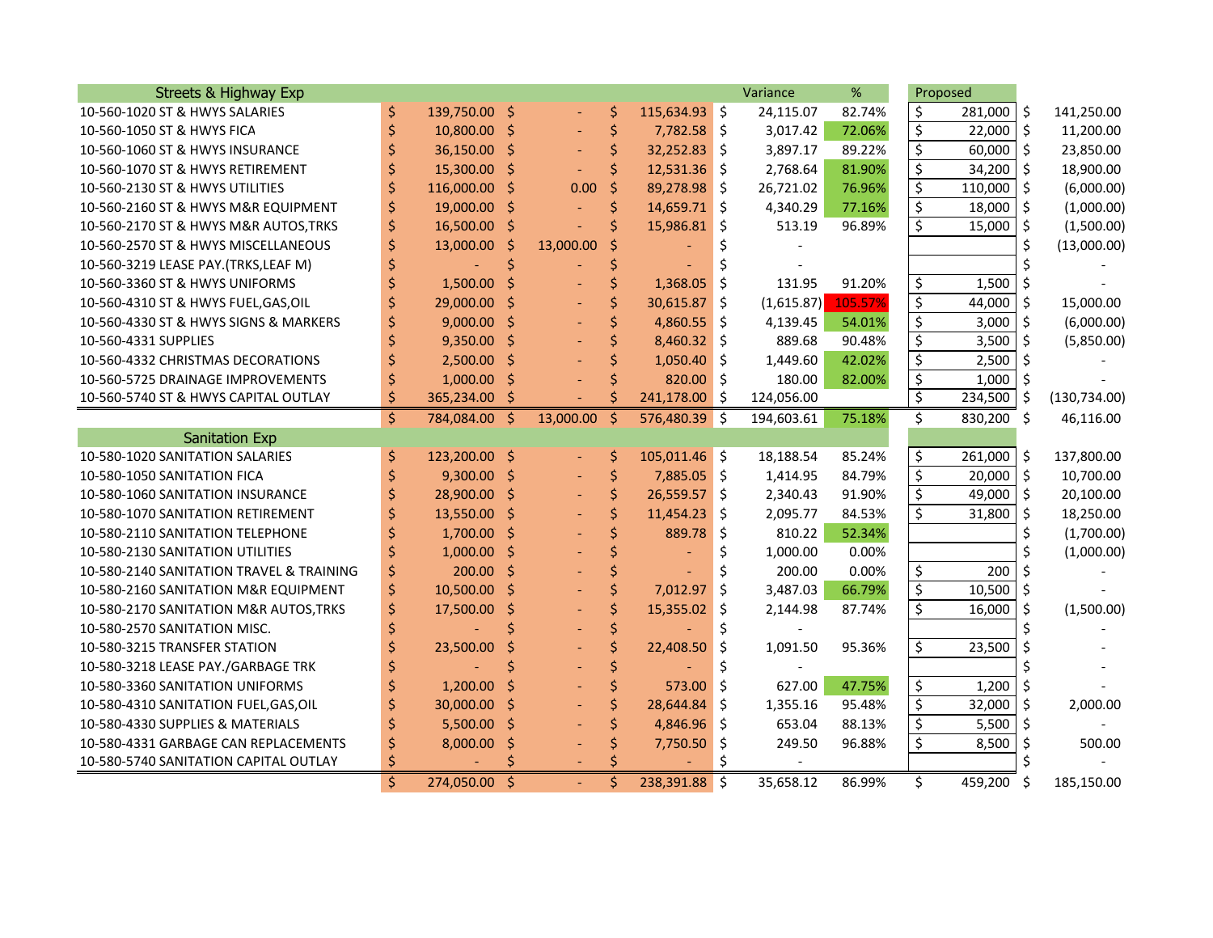| Streets & Highway Exp | | | | Variance | % | Proposed | |
|---|---|---|---|---|---|---|---|
| 10-560-1020 ST & HWYS SALARIES | $ 139,750.00 | $ - | $ 115,634.93 | $ 24,115.07 | 82.74% | $ 281,000 | $ 141,250.00 |
| 10-560-1050 ST & HWYS FICA | $ 10,800.00 | $ - | $ 7,782.58 | $ 3,017.42 | 72.06% | $ 22,000 | $ 11,200.00 |
| 10-560-1060 ST & HWYS INSURANCE | $ 36,150.00 | $ - | $ 32,252.83 | $ 3,897.17 | 89.22% | $ 60,000 | $ 23,850.00 |
| 10-560-1070 ST & HWYS RETIREMENT | $ 15,300.00 | $ - | $ 12,531.36 | $ 2,768.64 | 81.90% | $ 34,200 | $ 18,900.00 |
| 10-560-2130 ST & HWYS UTILITIES | $ 116,000.00 | $ 0.00 | $ 89,278.98 | $ 26,721.02 | 76.96% | $ 110,000 | $ (6,000.00) |
| 10-560-2160 ST & HWYS M&R EQUIPMENT | $ 19,000.00 | $ - | $ 14,659.71 | $ 4,340.29 | 77.16% | $ 18,000 | $ (1,000.00) |
| 10-560-2170 ST & HWYS M&R AUTOS,TRKS | $ 16,500.00 | $ - | $ 15,986.81 | $ 513.19 | 96.89% | $ 15,000 | $ (1,500.00) |
| 10-560-2570 ST & HWYS MISCELLANEOUS | $ 13,000.00 | $ 13,000.00 | $ - | $ - | | | $ (13,000.00) |
| 10-560-3219 LEASE PAY.(TRKS,LEAF M) | $ - | $ - | $ - | $ - | | | $ - |
| 10-560-3360 ST & HWYS UNIFORMS | $ 1,500.00 | $ - | $ 1,368.05 | $ 131.95 | 91.20% | $ 1,500 | $ - |
| 10-560-4310 ST & HWYS FUEL,GAS,OIL | $ 29,000.00 | $ - | $ 30,615.87 | $ (1,615.87) | 105.57% | $ 44,000 | $ 15,000.00 |
| 10-560-4330 ST & HWYS SIGNS & MARKERS | $ 9,000.00 | $ - | $ 4,860.55 | $ 4,139.45 | 54.01% | $ 3,000 | $ (6,000.00) |
| 10-560-4331 SUPPLIES | $ 9,350.00 | $ - | $ 8,460.32 | $ 889.68 | 90.48% | $ 3,500 | $ (5,850.00) |
| 10-560-4332 CHRISTMAS DECORATIONS | $ 2,500.00 | $ - | $ 1,050.40 | $ 1,449.60 | 42.02% | $ 2,500 | $ - |
| 10-560-5725 DRAINAGE IMPROVEMENTS | $ 1,000.00 | $ - | $ 820.00 | $ 180.00 | 82.00% | $ 1,000 | $ - |
| 10-560-5740 ST & HWYS CAPITAL OUTLAY | $ 365,234.00 | $ - | $ 241,178.00 | $ 124,056.00 | | $ 234,500 | $ (130,734.00) |
| | $ 784,084.00 | $ 13,000.00 | $ 576,480.39 | $ 194,603.61 | 75.18% | $ 830,200 | $ 46,116.00 |
| **Sanitation Exp** | | | | | | | |
| 10-580-1020 SANITATION SALARIES | $ 123,200.00 | $ - | $ 105,011.46 | $ 18,188.54 | 85.24% | $ 261,000 | $ 137,800.00 |
| 10-580-1050 SANITATION FICA | $ 9,300.00 | $ - | $ 7,885.05 | $ 1,414.95 | 84.79% | $ 20,000 | $ 10,700.00 |
| 10-580-1060 SANITATION INSURANCE | $ 28,900.00 | $ - | $ 26,559.57 | $ 2,340.43 | 91.90% | $ 49,000 | $ 20,100.00 |
| 10-580-1070 SANITATION RETIREMENT | $ 13,550.00 | $ - | $ 11,454.23 | $ 2,095.77 | 84.53% | $ 31,800 | $ 18,250.00 |
| 10-580-2110 SANITATION TELEPHONE | $ 1,700.00 | $ - | $ 889.78 | $ 810.22 | 52.34% | | $ (1,700.00) |
| 10-580-2130 SANITATION UTILITIES | $ 1,000.00 | $ - | $ - | $ 1,000.00 | 0.00% | | $ (1,000.00) |
| 10-580-2140 SANITATION TRAVEL & TRAINING | $ 200.00 | $ - | $ - | $ 200.00 | 0.00% | $ 200 | $ - |
| 10-580-2160 SANITATION M&R EQUIPMENT | $ 10,500.00 | $ - | $ 7,012.97 | $ 3,487.03 | 66.79% | $ 10,500 | $ - |
| 10-580-2170 SANITATION M&R AUTOS,TRKS | $ 17,500.00 | $ - | $ 15,355.02 | $ 2,144.98 | 87.74% | $ 16,000 | $ (1,500.00) |
| 10-580-2570 SANITATION MISC. | $ - | $ - | $ - | $ - | | | $ - |
| 10-580-3215 TRANSFER STATION | $ 23,500.00 | $ - | $ 22,408.50 | $ 1,091.50 | 95.36% | $ 23,500 | $ - |
| 10-580-3218 LEASE PAY./GARBAGE TRK | $ - | $ - | $ - | $ - | | | $ - |
| 10-580-3360 SANITATION UNIFORMS | $ 1,200.00 | $ - | $ 573.00 | $ 627.00 | 47.75% | $ 1,200 | $ - |
| 10-580-4310 SANITATION FUEL,GAS,OIL | $ 30,000.00 | $ - | $ 28,644.84 | $ 1,355.16 | 95.48% | $ 32,000 | $ 2,000.00 |
| 10-580-4330 SUPPLIES & MATERIALS | $ 5,500.00 | $ - | $ 4,846.96 | $ 653.04 | 88.13% | $ 5,500 | $ - |
| 10-580-4331 GARBAGE CAN REPLACEMENTS | $ 8,000.00 | $ - | $ 7,750.50 | $ 249.50 | 96.88% | $ 8,500 | $ 500.00 |
| 10-580-5740 SANITATION CAPITAL OUTLAY | $ - | $ - | $ - | $ - | | | $ - |
| | $ 274,050.00 | $ - | $ 238,391.88 | $ 35,658.12 | 86.99% | $ 459,200 | $ 185,150.00 |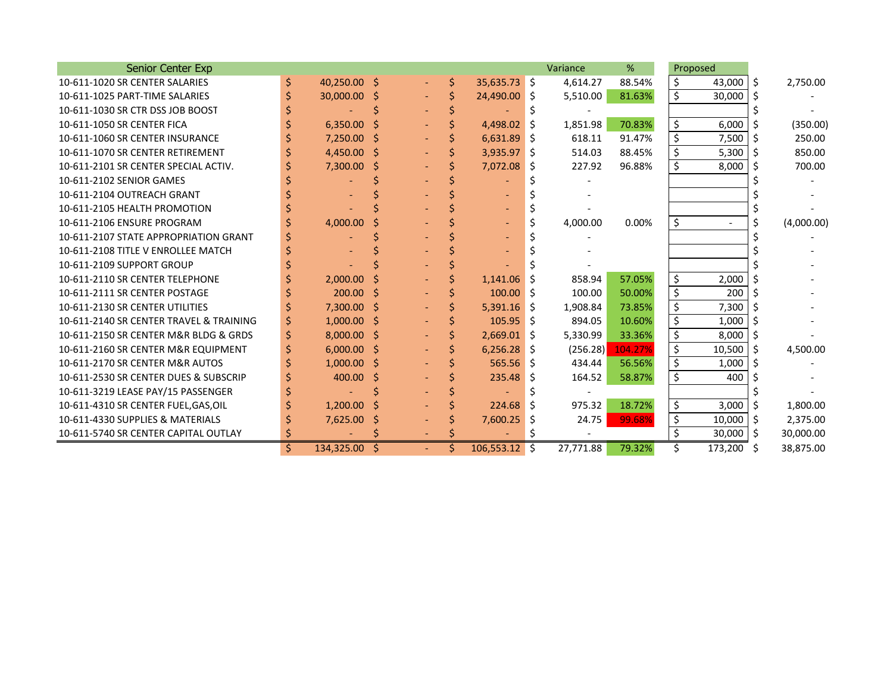| Senior Center Exp | | | | Variance | % | Proposed | |
|---|---|---|---|---|---|---|---|
| 10-611-1020 SR CENTER SALARIES | $ 40,250.00 | $ - | $ 35,635.73 | $ 4,614.27 | 88.54% | $ 43,000 | $ 2,750.00 |
| 10-611-1025 PART-TIME SALARIES | $ 30,000.00 | $ - | $ 24,490.00 | $ 5,510.00 | 81.63% | $ 30,000 | $ - |
| 10-611-1030 SR CTR DSS JOB BOOST | $ - | $ - | $ - | $ - | | | $ - |
| 10-611-1050 SR CENTER FICA | $ 6,350.00 | $ - | $ 4,498.02 | $ 1,851.98 | 70.83% | $ 6,000 | $ (350.00) |
| 10-611-1060 SR CENTER INSURANCE | $ 7,250.00 | $ - | $ 6,631.89 | $ 618.11 | 91.47% | $ 7,500 | $ 250.00 |
| 10-611-1070 SR CENTER RETIREMENT | $ 4,450.00 | $ - | $ 3,935.97 | $ 514.03 | 88.45% | $ 5,300 | $ 850.00 |
| 10-611-2101 SR CENTER SPECIAL ACTIV. | $ 7,300.00 | $ - | $ 7,072.08 | $ 227.92 | 96.88% | $ 8,000 | $ 700.00 |
| 10-611-2102 SENIOR GAMES | $ - | $ - | $ - | $ - | | | $ - |
| 10-611-2104 OUTREACH GRANT | $ - | $ - | $ - | $ - | | | $ - |
| 10-611-2105 HEALTH PROMOTION | $ - | $ - | $ - | $ - | | | $ - |
| 10-611-2106 ENSURE PROGRAM | $ 4,000.00 | $ - | $ - | $ 4,000.00 | 0.00% | $ - | $ (4,000.00) |
| 10-611-2107 STATE APPROPRIATION GRANT | $ - | $ - | $ - | $ - | | | $ - |
| 10-611-2108 TITLE V ENROLLEE MATCH | $ - | $ - | $ - | $ - | | | $ - |
| 10-611-2109 SUPPORT GROUP | $ - | $ - | $ - | $ - | | | $ - |
| 10-611-2110 SR CENTER TELEPHONE | $ 2,000.00 | $ - | $ 1,141.06 | $ 858.94 | 57.05% | $ 2,000 | $ - |
| 10-611-2111 SR CENTER POSTAGE | $ 200.00 | $ - | $ 100.00 | $ 100.00 | 50.00% | $ 200 | $ - |
| 10-611-2130 SR CENTER UTILITIES | $ 7,300.00 | $ - | $ 5,391.16 | $ 1,908.84 | 73.85% | $ 7,300 | $ - |
| 10-611-2140 SR CENTER TRAVEL & TRAINING | $ 1,000.00 | $ - | $ 105.95 | $ 894.05 | 10.60% | $ 1,000 | $ - |
| 10-611-2150 SR CENTER M&R BLDG & GRDS | $ 8,000.00 | $ - | $ 2,669.01 | $ 5,330.99 | 33.36% | $ 8,000 | $ - |
| 10-611-2160 SR CENTER M&R EQUIPMENT | $ 6,000.00 | $ - | $ 6,256.28 | $ (256.28) | 104.27% | $ 10,500 | $ 4,500.00 |
| 10-611-2170 SR CENTER M&R AUTOS | $ 1,000.00 | $ - | $ 565.56 | $ 434.44 | 56.56% | $ 1,000 | $ - |
| 10-611-2530 SR CENTER DUES & SUBSCRIP | $ 400.00 | $ - | $ 235.48 | $ 164.52 | 58.87% | $ 400 | $ - |
| 10-611-3219 LEASE PAY/15 PASSENGER | $ - | $ - | $ - | $ - | | | $ - |
| 10-611-4310 SR CENTER FUEL,GAS,OIL | $ 1,200.00 | $ - | $ 224.68 | $ 975.32 | 18.72% | $ 3,000 | $ 1,800.00 |
| 10-611-4330 SUPPLIES & MATERIALS | $ 7,625.00 | $ - | $ 7,600.25 | $ 24.75 | 99.68% | $ 10,000 | $ 2,375.00 |
| 10-611-5740 SR CENTER CAPITAL OUTLAY | $ - | $ - | $ - | $ - | | $ 30,000 | $ 30,000.00 |
| | $ 134,325.00 | $ - | $ 106,553.12 | $ 27,771.88 | 79.32% | $ 173,200 | $ 38,875.00 |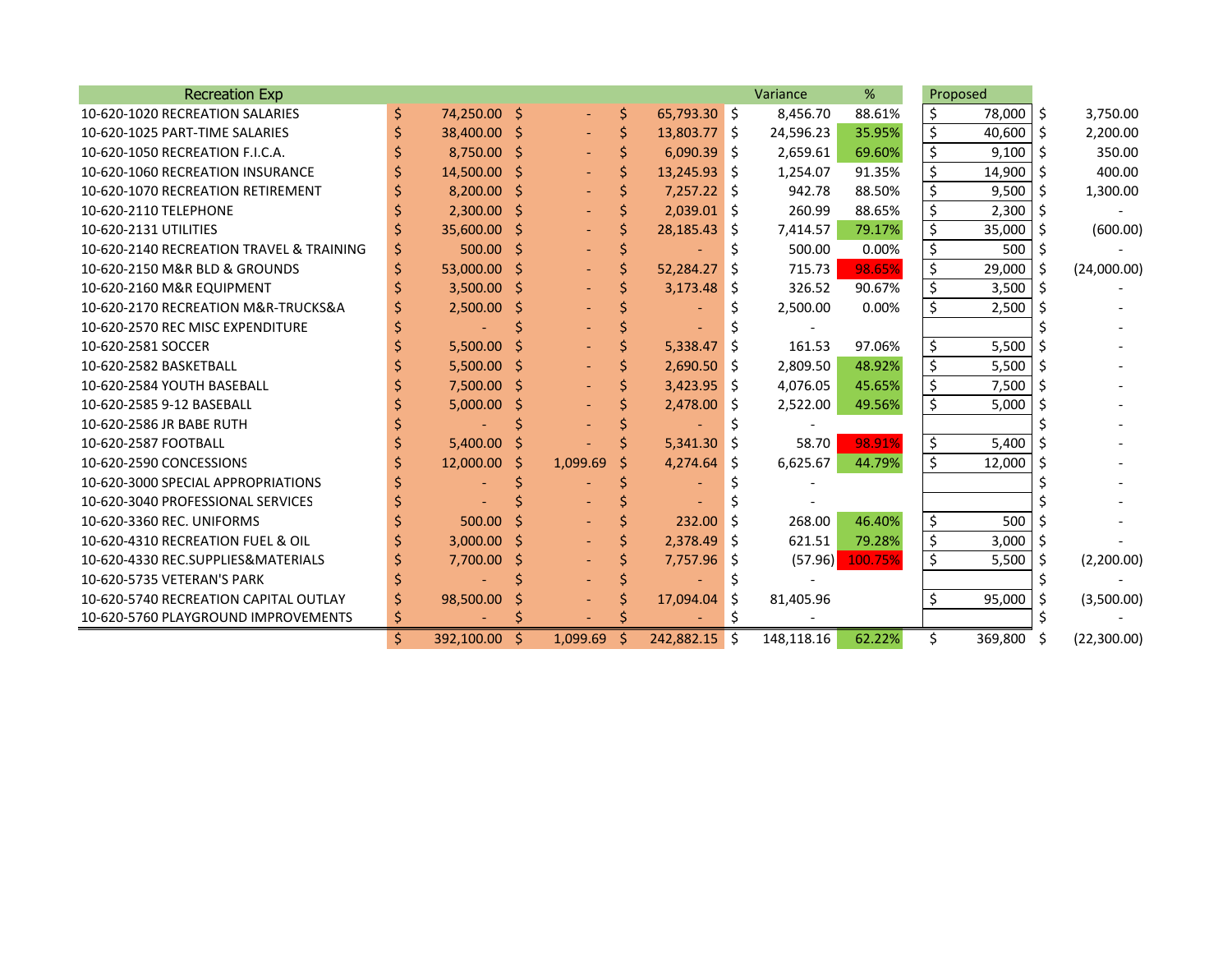| Recreation Exp | | | | Variance | % | Proposed | |
|---|---|---|---|---|---|---|---|
| 10-620-1020 RECREATION SALARIES | $ 74,250.00 | $ - | $ 65,793.30 | $ 8,456.70 | 88.61% | $ 78,000 | $ 3,750.00 |
| 10-620-1025 PART-TIME SALARIES | $ 38,400.00 | $ - | $ 13,803.77 | $ 24,596.23 | 35.95% | $ 40,600 | $ 2,200.00 |
| 10-620-1050 RECREATION F.I.C.A. | $ 8,750.00 | $ - | $ 6,090.39 | $ 2,659.61 | 69.60% | $ 9,100 | $ 350.00 |
| 10-620-1060 RECREATION INSURANCE | $ 14,500.00 | $ - | $ 13,245.93 | $ 1,254.07 | 91.35% | $ 14,900 | $ 400.00 |
| 10-620-1070 RECREATION RETIREMENT | $ 8,200.00 | $ - | $ 7,257.22 | $ 942.78 | 88.50% | $ 9,500 | $ 1,300.00 |
| 10-620-2110 TELEPHONE | $ 2,300.00 | $ - | $ 2,039.01 | $ 260.99 | 88.65% | $ 2,300 | $ - |
| 10-620-2131 UTILITIES | $ 35,600.00 | $ - | $ 28,185.43 | $ 7,414.57 | 79.17% | $ 35,000 | $ (600.00) |
| 10-620-2140 RECREATION TRAVEL & TRAINING | $ 500.00 | $ - | $ - | $ 500.00 | 0.00% | $ 500 | $ - |
| 10-620-2150 M&R BLD & GROUNDS | $ 53,000.00 | $ - | $ 52,284.27 | $ 715.73 | 98.65% | $ 29,000 | $ (24,000.00) |
| 10-620-2160 M&R EQUIPMENT | $ 3,500.00 | $ - | $ 3,173.48 | $ 326.52 | 90.67% | $ 3,500 | $ - |
| 10-620-2170 RECREATION M&R-TRUCKS&A | $ 2,500.00 | $ - | $ - | $ 2,500.00 | 0.00% | $ 2,500 | $ - |
| 10-620-2570 REC MISC EXPENDITURE | $ - | $ - | $ - | $ - | | | $ - |
| 10-620-2581 SOCCER | $ 5,500.00 | $ - | $ 5,338.47 | $ 161.53 | 97.06% | $ 5,500 | $ - |
| 10-620-2582 BASKETBALL | $ 5,500.00 | $ - | $ 2,690.50 | $ 2,809.50 | 48.92% | $ 5,500 | $ - |
| 10-620-2584 YOUTH BASEBALL | $ 7,500.00 | $ - | $ 3,423.95 | $ 4,076.05 | 45.65% | $ 7,500 | $ - |
| 10-620-2585 9-12 BASEBALL | $ 5,000.00 | $ - | $ 2,478.00 | $ 2,522.00 | 49.56% | $ 5,000 | $ - |
| 10-620-2586 JR BABE RUTH | $ - | $ - | $ - | $ - | | | $ - |
| 10-620-2587 FOOTBALL | $ 5,400.00 | $ - | $ 5,341.30 | $ 58.70 | 98.91% | $ 5,400 | $ - |
| 10-620-2590 CONCESSIONS | $ 12,000.00 | $ 1,099.69 | $ 4,274.64 | $ 6,625.67 | 44.79% | $ 12,000 | $ - |
| 10-620-3000 SPECIAL APPROPRIATIONS | $ - | $ - | $ - | $ - | | | $ - |
| 10-620-3040 PROFESSIONAL SERVICES | $ - | $ - | $ - | $ - | | | $ - |
| 10-620-3360 REC. UNIFORMS | $ 500.00 | $ - | $ 232.00 | $ 268.00 | 46.40% | $ 500 | $ - |
| 10-620-4310 RECREATION FUEL & OIL | $ 3,000.00 | $ - | $ 2,378.49 | $ 621.51 | 79.28% | $ 3,000 | $ - |
| 10-620-4330 REC.SUPPLIES&MATERIALS | $ 7,700.00 | $ - | $ 7,757.96 | $ (57.96) | 100.75% | $ 5,500 | $ (2,200.00) |
| 10-620-5735 VETERAN'S PARK | $ - | $ - | $ - | $ - | | | $ - |
| 10-620-5740 RECREATION CAPITAL OUTLAY | $ 98,500.00 | $ - | $ 17,094.04 | $ 81,405.96 | | $ 95,000 | $ (3,500.00) |
| 10-620-5760 PLAYGROUND IMPROVEMENTS | $ - | $ - | $ - | $ - | | | $ - |
| | $ 392,100.00 | $ 1,099.69 | $ 242,882.15 | $ 148,118.16 | 62.22% | $ 369,800 | $ (22,300.00) |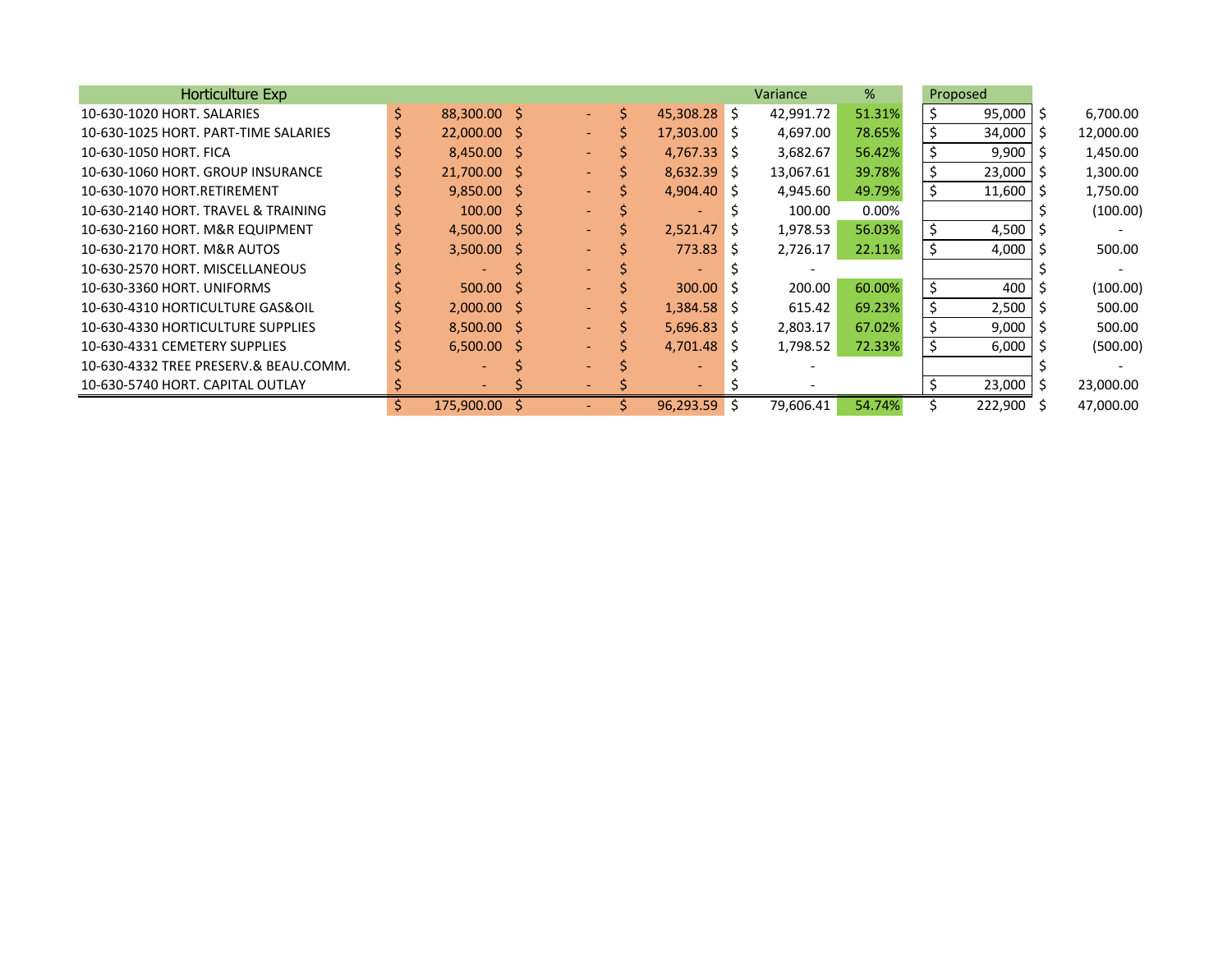| Horticulture Exp | | | | Variance | % | Proposed | |
|---|---|---|---|---|---|---|---|
| 10-630-1020 HORT. SALARIES | $ 88,300.00 | $ - | $ 45,308.28 | $ 42,991.72 | 51.31% | $ 95,000 | $ 6,700.00 |
| 10-630-1025 HORT. PART-TIME SALARIES | $ 22,000.00 | $ - | $ 17,303.00 | $ 4,697.00 | 78.65% | $ 34,000 | $ 12,000.00 |
| 10-630-1050 HORT. FICA | $ 8,450.00 | $ - | $ 4,767.33 | $ 3,682.67 | 56.42% | $ 9,900 | $ 1,450.00 |
| 10-630-1060 HORT. GROUP INSURANCE | $ 21,700.00 | $ - | $ 8,632.39 | $ 13,067.61 | 39.78% | $ 23,000 | $ 1,300.00 |
| 10-630-1070 HORT.RETIREMENT | $ 9,850.00 | $ - | $ 4,904.40 | $ 4,945.60 | 49.79% | $ 11,600 | $ 1,750.00 |
| 10-630-2140 HORT. TRAVEL & TRAINING | $ 100.00 | $ - | $ - | $ 100.00 | 0.00% | | $ (100.00) |
| 10-630-2160 HORT. M&R EQUIPMENT | $ 4,500.00 | $ - | $ 2,521.47 | $ 1,978.53 | 56.03% | $ 4,500 | $ - |
| 10-630-2170 HORT. M&R AUTOS | $ 3,500.00 | $ - | $ 773.83 | $ 2,726.17 | 22.11% | $ 4,000 | $ 500.00 |
| 10-630-2570 HORT. MISCELLANEOUS | $ - | $ - | $ - | $ - | | | $ - |
| 10-630-3360 HORT. UNIFORMS | $ 500.00 | $ - | $ 300.00 | $ 200.00 | 60.00% | $ 400 | $ (100.00) |
| 10-630-4310 HORTICULTURE GAS&OIL | $ 2,000.00 | $ - | $ 1,384.58 | $ 615.42 | 69.23% | $ 2,500 | $ 500.00 |
| 10-630-4330 HORTICULTURE SUPPLIES | $ 8,500.00 | $ - | $ 5,696.83 | $ 2,803.17 | 67.02% | $ 9,000 | $ 500.00 |
| 10-630-4331 CEMETERY SUPPLIES | $ 6,500.00 | $ - | $ 4,701.48 | $ 1,798.52 | 72.33% | $ 6,000 | $ (500.00) |
| 10-630-4332 TREE PRESERV.& BEAU.COMM. | $ - | $ - | $ - | $ - | | | $ - |
| 10-630-5740 HORT. CAPITAL OUTLAY | $ - | $ - | $ - | $ - | | $ 23,000 | $ 23,000.00 |
| | $ 175,900.00 | $ - | $ 96,293.59 | $ 79,606.41 | 54.74% | $ 222,900 | $ 47,000.00 |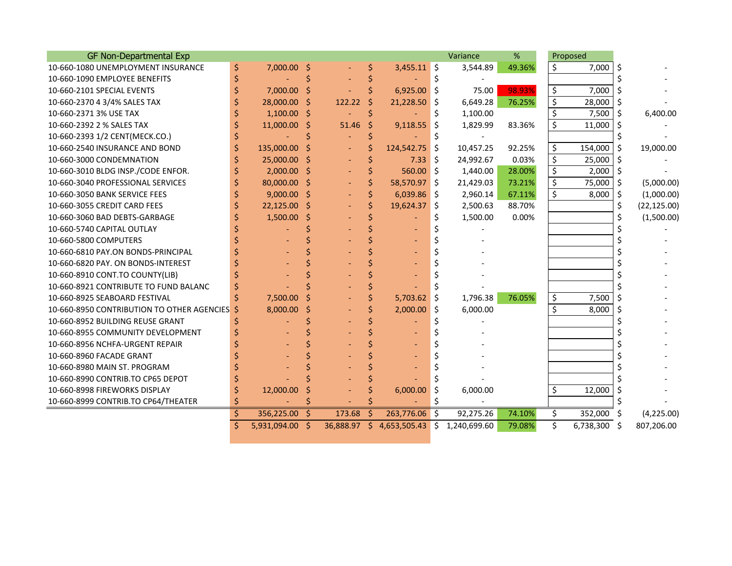| GF Non-Departmental Exp | | | | Variance | % | Proposed | |
|---|---|---|---|---|---|---|---|
| 10-660-1080 UNEMPLOYMENT INSURANCE | $ 7,000.00 | $ - | $ 3,455.11 | $ 3,544.89 | 49.36% | $ 7,000 | $ - |
| 10-660-1090 EMPLOYEE BENEFITS | $ - | $ - | $ - | $ - | | | $ - |
| 10-660-2101 SPECIAL EVENTS | $ 7,000.00 | $ - | $ 6,925.00 | $ 75.00 | 98.93% | $ 7,000 | $ - |
| 10-660-2370 4 3/4% SALES TAX | $ 28,000.00 | $ 122.22 | $ 21,228.50 | $ 6,649.28 | 76.25% | $ 28,000 | $ - |
| 10-660-2371 3% USE TAX | $ 1,100.00 | $ - | $ - | $ 1,100.00 | | $ 7,500 | $ 6,400.00 |
| 10-660-2392 2 % SALES TAX | $ 11,000.00 | $ 51.46 | $ 9,118.55 | $ 1,829.99 | 83.36% | $ 11,000 | $ - |
| 10-660-2393 1/2 CENT(MECK.CO.) | $ - | $ - | $ - | $ - | | | $ - |
| 10-660-2540 INSURANCE AND BOND | $ 135,000.00 | $ - | $ 124,542.75 | $ 10,457.25 | 92.25% | $ 154,000 | $ 19,000.00 |
| 10-660-3000 CONDEMNATION | $ 25,000.00 | $ - | $ 7.33 | $ 24,992.67 | 0.03% | $ 25,000 | $ - |
| 10-660-3010 BLDG INSP./CODE ENFOR. | $ 2,000.00 | $ - | $ 560.00 | $ 1,440.00 | 28.00% | $ 2,000 | $ - |
| 10-660-3040 PROFESSIONAL SERVICES | $ 80,000.00 | $ - | $ 58,570.97 | $ 21,429.03 | 73.21% | $ 75,000 | $ (5,000.00) |
| 10-660-3050 BANK SERVICE FEES | $ 9,000.00 | $ - | $ 6,039.86 | $ 2,960.14 | 67.11% | $ 8,000 | $ (1,000.00) |
| 10-660-3055 CREDIT CARD FEES | $ 22,125.00 | $ - | $ 19,624.37 | $ 2,500.63 | 88.70% | | $ (22,125.00) |
| 10-660-3060 BAD DEBTS-GARBAGE | $ 1,500.00 | $ - | $ - | $ 1,500.00 | 0.00% | | $ (1,500.00) |
| 10-660-5740 CAPITAL OUTLAY | $ - | $ - | $ - | $ - | | | $ - |
| 10-660-5800 COMPUTERS | $ - | $ - | $ - | $ - | | | $ - |
| 10-660-6810 PAY.ON BONDS-PRINCIPAL | $ - | $ - | $ - | $ - | | | $ - |
| 10-660-6820 PAY. ON BONDS-INTEREST | $ - | $ - | $ - | $ - | | | $ - |
| 10-660-8910 CONT.TO COUNTY(LIB) | $ - | $ - | $ - | $ - | | | $ - |
| 10-660-8921 CONTRIBUTE TO FUND BALANC | $ - | $ - | $ - | $ - | | | $ - |
| 10-660-8925 SEABOARD FESTIVAL | $ 7,500.00 | $ - | $ 5,703.62 | $ 1,796.38 | 76.05% | $ 7,500 | $ - |
| 10-660-8950 CONTRIBUTION TO OTHER AGENCIES | $ 8,000.00 | $ - | $ 2,000.00 | $ 6,000.00 | | $ 8,000 | $ - |
| 10-660-8952 BUILDING REUSE GRANT | $ - | $ - | $ - | $ - | | | $ - |
| 10-660-8955 COMMUNITY DEVELOPMENT | $ - | $ - | $ - | $ - | | | $ - |
| 10-660-8956 NCHFA-URGENT REPAIR | $ - | $ - | $ - | $ - | | | $ - |
| 10-660-8960 FACADE GRANT | $ - | $ - | $ - | $ - | | | $ - |
| 10-660-8980 MAIN ST. PROGRAM | $ - | $ - | $ - | $ - | | | $ - |
| 10-660-8990 CONTRIB.TO CP65 DEPOT | $ - | $ - | $ - | $ - | | | $ - |
| 10-660-8998 FIREWORKS DISPLAY | $ 12,000.00 | $ - | $ 6,000.00 | $ 6,000.00 | | $ 12,000 | $ - |
| 10-660-8999 CONTRIB.TO CP64/THEATER | $ - | $ - | $ - | $ - | | | $ - |
| | $ 356,225.00 | $ 173.68 | $ 263,776.06 | $ 92,275.26 | 74.10% | $ 352,000 | $ (4,225.00) |
| | $ 5,931,094.00 | $ 36,888.97 | $ 4,653,505.43 | $ 1,240,699.60 | 79.08% | $ 6,738,300 | $ 807,206.00 |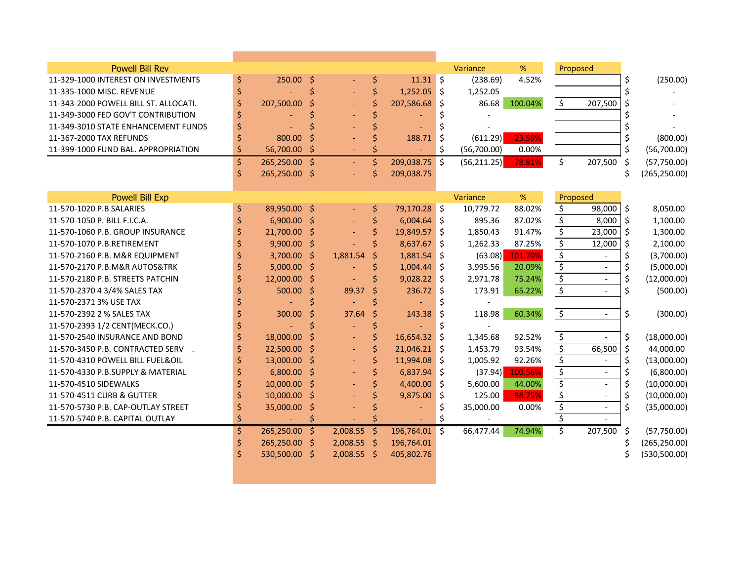| Powell Bill Rev | | | | Variance | % | Proposed | |
|---|---|---|---|---|---|---|---|
| 11-329-1000 INTEREST ON INVESTMENTS | $ 250.00 | $ - | $ 11.31 | $ (238.69) | 4.52% | | $ (250.00) |
| 11-335-1000 MISC. REVENUE | $ - | $ - | $ 1,252.05 | $ 1,252.05 | | | $ - |
| 11-343-2000 POWELL BILL ST. ALLOCATI. | $ 207,500.00 | $ - | $ 207,586.68 | $ 86.68 | 100.04% | $ 207,500 | $ - |
| 11-349-3000 FED GOV'T CONTRIBUTION | $ - | $ - | $ - | $ - | | | $ - |
| 11-349-3010 STATE ENHANCEMENT FUNDS | $ - | $ - | $ - | $ - | | | $ - |
| 11-367-2000 TAX REFUNDS | $ 800.00 | $ - | $ 188.71 | $ (611.29) | 23.59% | | $ (800.00) |
| 11-399-1000 FUND BAL. APPROPRIATION | $ 56,700.00 | $ - | $ - | $ (56,700.00) | 0.00% | | $ (56,700.00) |
| | $ 265,250.00 | $ - | $ 209,038.75 | $ (56,211.25) | 78.81% | $ 207,500 | $ (57,750.00) |
| | $ 265,250.00 | $ - | $ 209,038.75 | | | | $ (265,250.00) |

| Powell Bill Exp | | | | Variance | % | Proposed | |
|---|---|---|---|---|---|---|---|
| 11-570-1020 P.B SALARIES | $ 89,950.00 | $ - | $ 79,170.28 | $ 10,779.72 | 88.02% | $ 98,000 | $ 8,050.00 |
| 11-570-1050 P. BILL F.I.C.A. | $ 6,900.00 | $ - | $ 6,004.64 | $ 895.36 | 87.02% | $ 8,000 | $ 1,100.00 |
| 11-570-1060 P.B. GROUP INSURANCE | $ 21,700.00 | $ - | $ 19,849.57 | $ 1,850.43 | 91.47% | $ 23,000 | $ 1,300.00 |
| 11-570-1070 P.B.RETIREMENT | $ 9,900.00 | $ - | $ 8,637.67 | $ 1,262.33 | 87.25% | $ 12,000 | $ 2,100.00 |
| 11-570-2160 P.B. M&R EQUIPMENT | $ 3,700.00 | $ 1,881.54 | $ 1,881.54 | $ (63.08) | 101.70% | $ - | $ (3,700.00) |
| 11-570-2170 P.B.M&R AUTOS&TRK | $ 5,000.00 | $ - | $ 1,004.44 | $ 3,995.56 | 20.09% | $ - | $ (5,000.00) |
| 11-570-2180 P.B. STREETS PATCHIN | $ 12,000.00 | $ - | $ 9,028.22 | $ 2,971.78 | 75.24% | $ - | $ (12,000.00) |
| 11-570-2370 4 3/4% SALES TAX | $ 500.00 | $ 89.37 | $ 236.72 | $ 173.91 | 65.22% | $ - | $ (500.00) |
| 11-570-2371 3% USE TAX | $ - | $ - | $ - | $ - | | | |
| 11-570-2392 2 % SALES TAX | $ 300.00 | $ 37.64 | $ 143.38 | $ 118.98 | 60.34% | $ - | $ (300.00) |
| 11-570-2393 1/2 CENT(MECK.CO.) | $ - | $ - | $ - | $ - | | | |
| 11-570-2540 INSURANCE AND BOND | $ 18,000.00 | $ - | $ 16,654.32 | $ 1,345.68 | 92.52% | $ - | $ (18,000.00) |
| 11-570-3450 P.B. CONTRACTED SERV . | $ 22,500.00 | $ - | $ 21,046.21 | $ 1,453.79 | 93.54% | $ 66,500 | $ 44,000.00 |
| 11-570-4310 POWELL BILL FUEL&OIL | $ 13,000.00 | $ - | $ 11,994.08 | $ 1,005.92 | 92.26% | $ - | $ (13,000.00) |
| 11-570-4330 P.B.SUPPLY & MATERIAL | $ 6,800.00 | $ - | $ 6,837.94 | $ (37.94) | 100.56% | $ - | $ (6,800.00) |
| 11-570-4510 SIDEWALKS | $ 10,000.00 | $ - | $ 4,400.00 | $ 5,600.00 | 44.00% | $ - | $ (10,000.00) |
| 11-570-4511 CURB & GUTTER | $ 10,000.00 | $ - | $ 9,875.00 | $ 125.00 | 98.75% | $ - | $ (10,000.00) |
| 11-570-5730 P.B. CAP-OUTLAY STREET | $ 35,000.00 | $ - | $ - | $ 35,000.00 | 0.00% | $ - | $ (35,000.00) |
| 11-570-5740 P.B. CAPITAL OUTLAY | $ - | $ - | $ - | $ - | | $ - | |
| | $ 265,250.00 | $ 2,008.55 | $ 196,764.01 | $ 66,477.44 | 74.94% | $ 207,500 | $ (57,750.00) |
| | $ 265,250.00 | $ 2,008.55 | $ 196,764.01 | | | | $ (265,250.00) |
| | $ 530,500.00 | $ 2,008.55 | $ 405,802.76 | | | | $ (530,500.00) |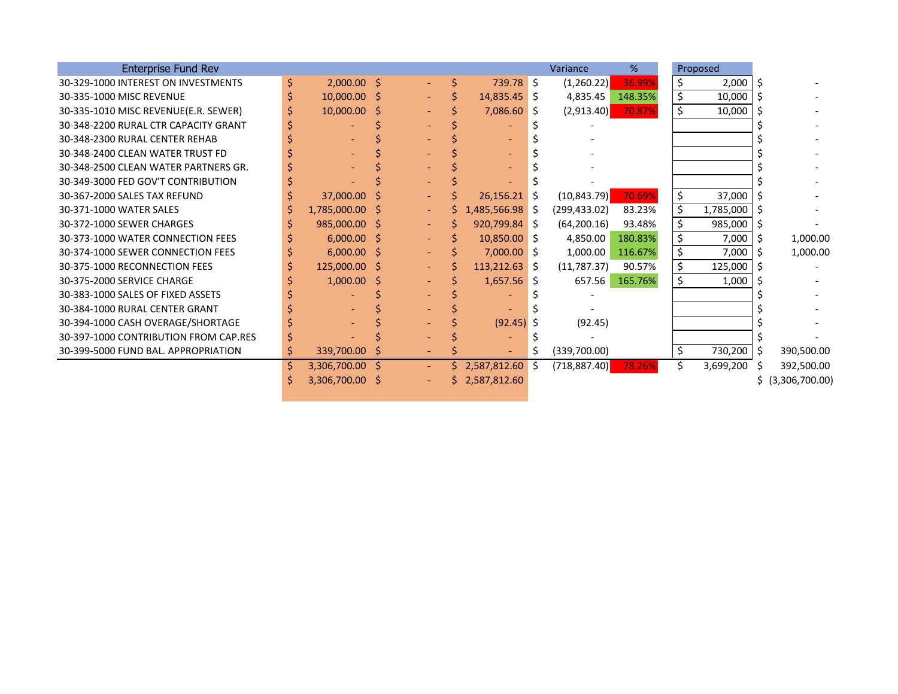| Enterprise Fund Rev | | | | Variance | % | Proposed | |
|---|---|---|---|---|---|---|---|
| 30-329-1000 INTEREST ON INVESTMENTS | $ 2,000.00 | $ - | $ 739.78 | $ (1,260.22) | 36.99% | $ 2,000 | $ - |
| 30-335-1000 MISC REVENUE | $ 10,000.00 | $ - | $ 14,835.45 | $ 4,835.45 | 148.35% | $ 10,000 | $ - |
| 30-335-1010 MISC REVENUE(E.R. SEWER) | $ 10,000.00 | $ - | $ 7,086.60 | $ (2,913.40) | 70.87% | $ 10,000 | $ - |
| 30-348-2200 RURAL CTR CAPACITY GRANT | $ - | $ - | $ - | $ - | | | $ - |
| 30-348-2300 RURAL CENTER REHAB | $ - | $ - | $ - | $ - | | | $ - |
| 30-348-2400 CLEAN WATER TRUST FD | $ - | $ - | $ - | $ - | | | $ - |
| 30-348-2500 CLEAN WATER PARTNERS GR. | $ - | $ - | $ - | $ - | | | $ - |
| 30-349-3000 FED GOV'T CONTRIBUTION | $ - | $ - | $ - | $ - | | | $ - |
| 30-367-2000 SALES TAX REFUND | $ 37,000.00 | $ - | $ 26,156.21 | $ (10,843.79) | 70.69% | $ 37,000 | $ - |
| 30-371-1000 WATER SALES | $ 1,785,000.00 | $ - | $ 1,485,566.98 | $ (299,433.02) | 83.23% | $ 1,785,000 | $ - |
| 30-372-1000 SEWER CHARGES | $ 985,000.00 | $ - | $ 920,799.84 | $ (64,200.16) | 93.48% | $ 985,000 | $ - |
| 30-373-1000 WATER CONNECTION FEES | $ 6,000.00 | $ - | $ 10,850.00 | $ 4,850.00 | 180.83% | $ 7,000 | $ 1,000.00 |
| 30-374-1000 SEWER CONNECTION FEES | $ 6,000.00 | $ - | $ 7,000.00 | $ 1,000.00 | 116.67% | $ 7,000 | $ 1,000.00 |
| 30-375-1000 RECONNECTION FEES | $ 125,000.00 | $ - | $ 113,212.63 | $ (11,787.37) | 90.57% | $ 125,000 | $ - |
| 30-375-2000 SERVICE CHARGE | $ 1,000.00 | $ - | $ 1,657.56 | $ 657.56 | 165.76% | $ 1,000 | $ - |
| 30-383-1000 SALES OF FIXED ASSETS | $ - | $ - | $ - | $ - | | | $ - |
| 30-384-1000 RURAL CENTER GRANT | $ - | $ - | $ - | $ - | | | $ - |
| 30-394-1000 CASH OVERAGE/SHORTAGE | $ - | $ - | $ (92.45) | $ (92.45) | | | $ - |
| 30-397-1000 CONTRIBUTION FROM CAP.RES | $ - | $ - | $ - | $ - | | | $ - |
| 30-399-5000 FUND BAL. APPROPRIATION | $ 339,700.00 | $ - | $ - | $ (339,700.00) | | $ 730,200 | $ 390,500.00 |
| | $ 3,306,700.00 | $ - | $ 2,587,812.60 | $ (718,887.40) | 78.26% | $ 3,699,200 | $ 392,500.00 |
| | $ 3,306,700.00 | $ - | $ 2,587,812.60 | | | | $ (3,306,700.00) |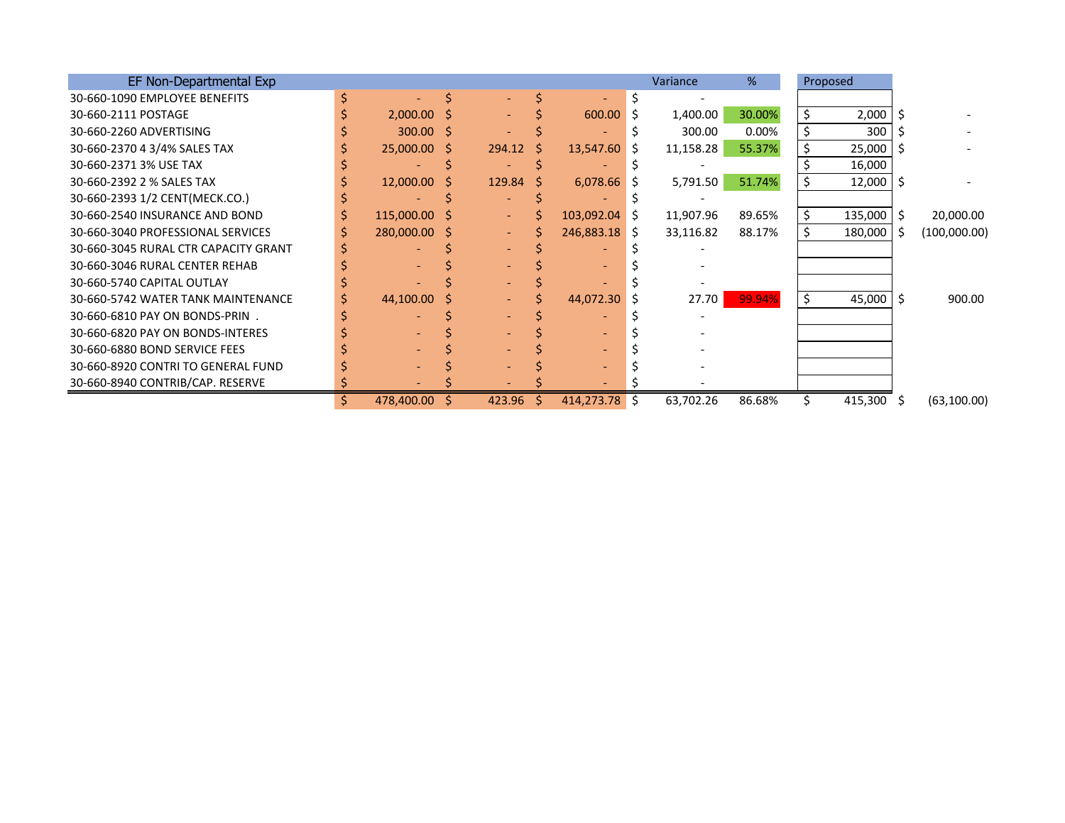| EF Non-Departmental Exp | | | | Variance | % | Proposed | |
|---|---|---|---|---|---|---|---|
| 30-660-1090 EMPLOYEE BENEFITS | $ - | $ - | $ - | $ - | | | |
| 30-660-2111 POSTAGE | $ 2,000.00 | $ - | $ 600.00 | $ 1,400.00 | 30.00% | $ 2,000 | $ - |
| 30-660-2260 ADVERTISING | $ 300.00 | $ - | $ - | $ 300.00 | 0.00% | $ 300 | $ - |
| 30-660-2370 4 3/4% SALES TAX | $ 25,000.00 | $ 294.12 | $ 13,547.60 | $ 11,158.28 | 55.37% | $ 25,000 | $ - |
| 30-660-2371 3% USE TAX | $ - | $ - | $ - | $ - | | $ 16,000 | |
| 30-660-2392 2 % SALES TAX | $ 12,000.00 | $ 129.84 | $ 6,078.66 | $ 5,791.50 | 51.74% | $ 12,000 | $ - |
| 30-660-2393 1/2 CENT(MECK.CO.) | $ - | $ - | $ - | $ - | | | |
| 30-660-2540 INSURANCE AND BOND | $ 115,000.00 | $ - | $ 103,092.04 | $ 11,907.96 | 89.65% | $ 135,000 | $ 20,000.00 |
| 30-660-3040 PROFESSIONAL SERVICES | $ 280,000.00 | $ - | $ 246,883.18 | $ 33,116.82 | 88.17% | $ 180,000 | $ (100,000.00) |
| 30-660-3045 RURAL CTR CAPACITY GRANT | $ - | $ - | $ - | $ - | | | |
| 30-660-3046 RURAL CENTER REHAB | $ - | $ - | $ - | $ - | | | |
| 30-660-5740 CAPITAL OUTLAY | $ - | $ - | $ - | $ - | | | |
| 30-660-5742 WATER TANK MAINTENANCE | $ 44,100.00 | $ - | $ 44,072.30 | $ 27.70 | 99.94% | $ 45,000 | $ 900.00 |
| 30-660-6810 PAY ON BONDS-PRIN . | $ - | $ - | $ - | $ - | | | |
| 30-660-6820 PAY ON BONDS-INTERES | $ - | $ - | $ - | $ - | | | |
| 30-660-6880 BOND SERVICE FEES | $ - | $ - | $ - | $ - | | | |
| 30-660-8920 CONTRI TO GENERAL FUND | $ - | $ - | $ - | $ - | | | |
| 30-660-8940 CONTRIB/CAP. RESERVE | $ - | $ - | $ - | $ - | | | |
| | $ 478,400.00 | $ 423.96 | $ 414,273.78 | $ 63,702.26 | 86.68% | $ 415,300 | $ (63,100.00) |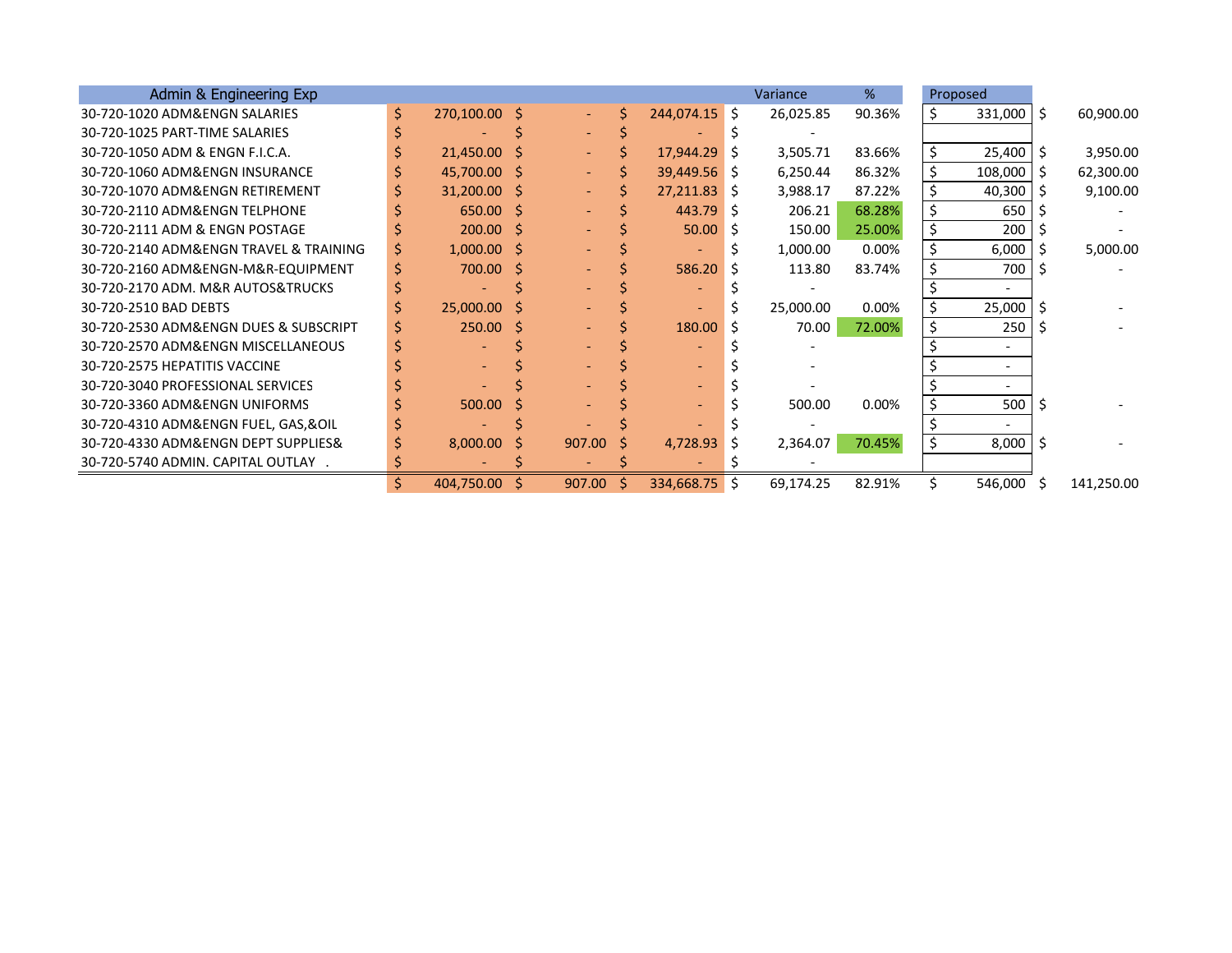| Admin & Engineering Exp | | | | Variance | % | Proposed | |
|---|---|---|---|---|---|---|---|
| 30-720-1020 ADM&ENGN SALARIES | $ 270,100.00 | $ - | $ 244,074.15 | $ 26,025.85 | 90.36% | $ 331,000 | $ 60,900.00 |
| 30-720-1025 PART-TIME SALARIES | $ - | $ - | $ - | $ - | | | |
| 30-720-1050 ADM & ENGN F.I.C.A. | $ 21,450.00 | $ - | $ 17,944.29 | $ 3,505.71 | 83.66% | $ 25,400 | $ 3,950.00 |
| 30-720-1060 ADM&ENGN INSURANCE | $ 45,700.00 | $ - | $ 39,449.56 | $ 6,250.44 | 86.32% | $ 108,000 | $ 62,300.00 |
| 30-720-1070 ADM&ENGN RETIREMENT | $ 31,200.00 | $ - | $ 27,211.83 | $ 3,988.17 | 87.22% | $ 40,300 | $ 9,100.00 |
| 30-720-2110 ADM&ENGN TELPHONE | $ 650.00 | $ - | $ 443.79 | $ 206.21 | 68.28% | $ 650 | $ - |
| 30-720-2111 ADM & ENGN POSTAGE | $ 200.00 | $ - | $ 50.00 | $ 150.00 | 25.00% | $ 200 | $ - |
| 30-720-2140 ADM&ENGN TRAVEL & TRAINING | $ 1,000.00 | $ - | $ - | $ 1,000.00 | 0.00% | $ 6,000 | $ 5,000.00 |
| 30-720-2160 ADM&ENGN-M&R-EQUIPMENT | $ 700.00 | $ - | $ 586.20 | $ 113.80 | 83.74% | $ 700 | $ - |
| 30-720-2170 ADM. M&R AUTOS&TRUCKS | $ - | $ - | $ - | $ - | | $ - | |
| 30-720-2510 BAD DEBTS | $ 25,000.00 | $ - | $ - | $ 25,000.00 | 0.00% | $ 25,000 | $ - |
| 30-720-2530 ADM&ENGN DUES & SUBSCRIPT | $ 250.00 | $ - | $ 180.00 | $ 70.00 | 72.00% | $ 250 | $ - |
| 30-720-2570 ADM&ENGN MISCELLANEOUS | $ - | $ - | $ - | $ - | | $ - | |
| 30-720-2575 HEPATITIS VACCINE | $ - | $ - | $ - | $ - | | $ - | |
| 30-720-3040 PROFESSIONAL SERVICES | $ - | $ - | $ - | $ - | | $ - | |
| 30-720-3360 ADM&ENGN UNIFORMS | $ 500.00 | $ - | $ - | $ 500.00 | 0.00% | $ 500 | $ - |
| 30-720-4310 ADM&ENGN FUEL, GAS,&OIL | $ - | $ - | $ - | $ - | | $ - | |
| 30-720-4330 ADM&ENGN DEPT SUPPLIES& | $ 8,000.00 | $ 907.00 | $ 4,728.93 | $ 2,364.07 | 70.45% | $ 8,000 | $ - |
| 30-720-5740 ADMIN. CAPITAL OUTLAY . | $ - | $ - | $ - | $ - | | | |
| | $ 404,750.00 | $ 907.00 | $ 334,668.75 | $ 69,174.25 | 82.91% | $ 546,000 | $ 141,250.00 |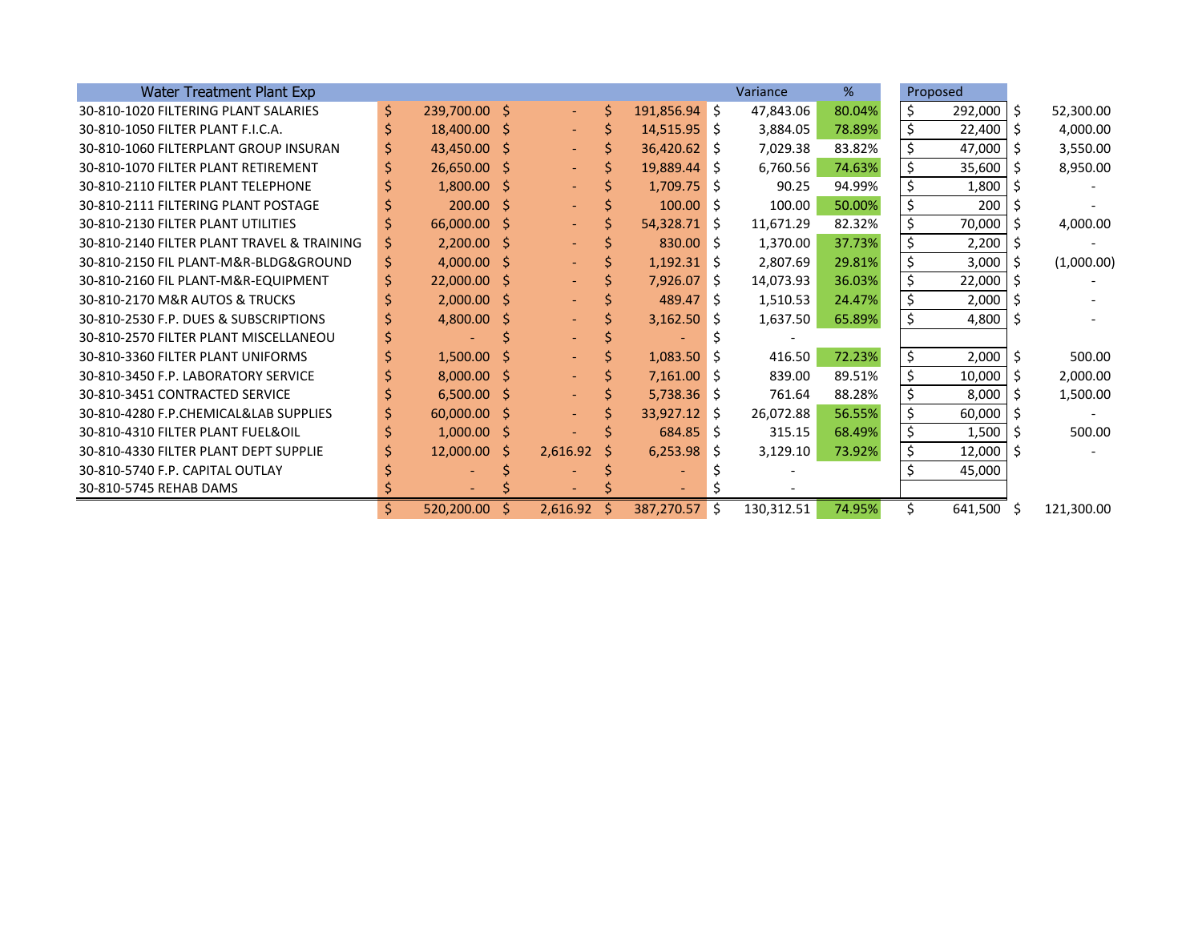| Water Treatment Plant Exp | | | | Variance | % | Proposed | |
|---|---|---|---|---|---|---|---|
| 30-810-1020 FILTERING PLANT SALARIES | $ 239,700.00 | $ - | $ 191,856.94 | $ 47,843.06 | 80.04% | $ 292,000 | $ 52,300.00 |
| 30-810-1050 FILTER PLANT F.I.C.A. | $ 18,400.00 | $ - | $ 14,515.95 | $ 3,884.05 | 78.89% | $ 22,400 | $ 4,000.00 |
| 30-810-1060 FILTERPLANT GROUP INSURAN | $ 43,450.00 | $ - | $ 36,420.62 | $ 7,029.38 | 83.82% | $ 47,000 | $ 3,550.00 |
| 30-810-1070 FILTER PLANT RETIREMENT | $ 26,650.00 | $ - | $ 19,889.44 | $ 6,760.56 | 74.63% | $ 35,600 | $ 8,950.00 |
| 30-810-2110 FILTER PLANT TELEPHONE | $ 1,800.00 | $ - | $ 1,709.75 | $ 90.25 | 94.99% | $ 1,800 | $ - |
| 30-810-2111 FILTERING PLANT POSTAGE | $ 200.00 | $ - | $ 100.00 | $ 100.00 | 50.00% | $ 200 | $ - |
| 30-810-2130 FILTER PLANT UTILITIES | $ 66,000.00 | $ - | $ 54,328.71 | $ 11,671.29 | 82.32% | $ 70,000 | $ 4,000.00 |
| 30-810-2140 FILTER PLANT TRAVEL & TRAINING | $ 2,200.00 | $ - | $ 830.00 | $ 1,370.00 | 37.73% | $ 2,200 | $ - |
| 30-810-2150 FIL PLANT-M&R-BLDG&GROUND | $ 4,000.00 | $ - | $ 1,192.31 | $ 2,807.69 | 29.81% | $ 3,000 | $ (1,000.00) |
| 30-810-2160 FIL PLANT-M&R-EQUIPMENT | $ 22,000.00 | $ - | $ 7,926.07 | $ 14,073.93 | 36.03% | $ 22,000 | $ - |
| 30-810-2170 M&R AUTOS & TRUCKS | $ 2,000.00 | $ - | $ 489.47 | $ 1,510.53 | 24.47% | $ 2,000 | $ - |
| 30-810-2530 F.P. DUES & SUBSCRIPTIONS | $ 4,800.00 | $ - | $ 3,162.50 | $ 1,637.50 | 65.89% | $ 4,800 | $ - |
| 30-810-2570 FILTER PLANT MISCELLANEOU | $ - | $ - | $ - | $ - | | | |
| 30-810-3360 FILTER PLANT UNIFORMS | $ 1,500.00 | $ - | $ 1,083.50 | $ 416.50 | 72.23% | $ 2,000 | $ 500.00 |
| 30-810-3450 F.P. LABORATORY SERVICE | $ 8,000.00 | $ - | $ 7,161.00 | $ 839.00 | 89.51% | $ 10,000 | $ 2,000.00 |
| 30-810-3451 CONTRACTED SERVICE | $ 6,500.00 | $ - | $ 5,738.36 | $ 761.64 | 88.28% | $ 8,000 | $ 1,500.00 |
| 30-810-4280 F.P.CHEMICAL&LAB SUPPLIES | $ 60,000.00 | $ - | $ 33,927.12 | $ 26,072.88 | 56.55% | $ 60,000 | $ - |
| 30-810-4310 FILTER PLANT FUEL&OIL | $ 1,000.00 | $ - | $ 684.85 | $ 315.15 | 68.49% | $ 1,500 | $ 500.00 |
| 30-810-4330 FILTER PLANT DEPT SUPPLIE | $ 12,000.00 | $ 2,616.92 | $ 6,253.98 | $ 3,129.10 | 73.92% | $ 12,000 | $ - |
| 30-810-5740 F.P. CAPITAL OUTLAY | $ - | $ - | $ - | $ - | | $ 45,000 | |
| 30-810-5745 REHAB DAMS | $ - | $ - | $ - | $ - | | | |
| | $ 520,200.00 | $ 2,616.92 | $ 387,270.57 | $ 130,312.51 | 74.95% | $ 641,500 | $ 121,300.00 |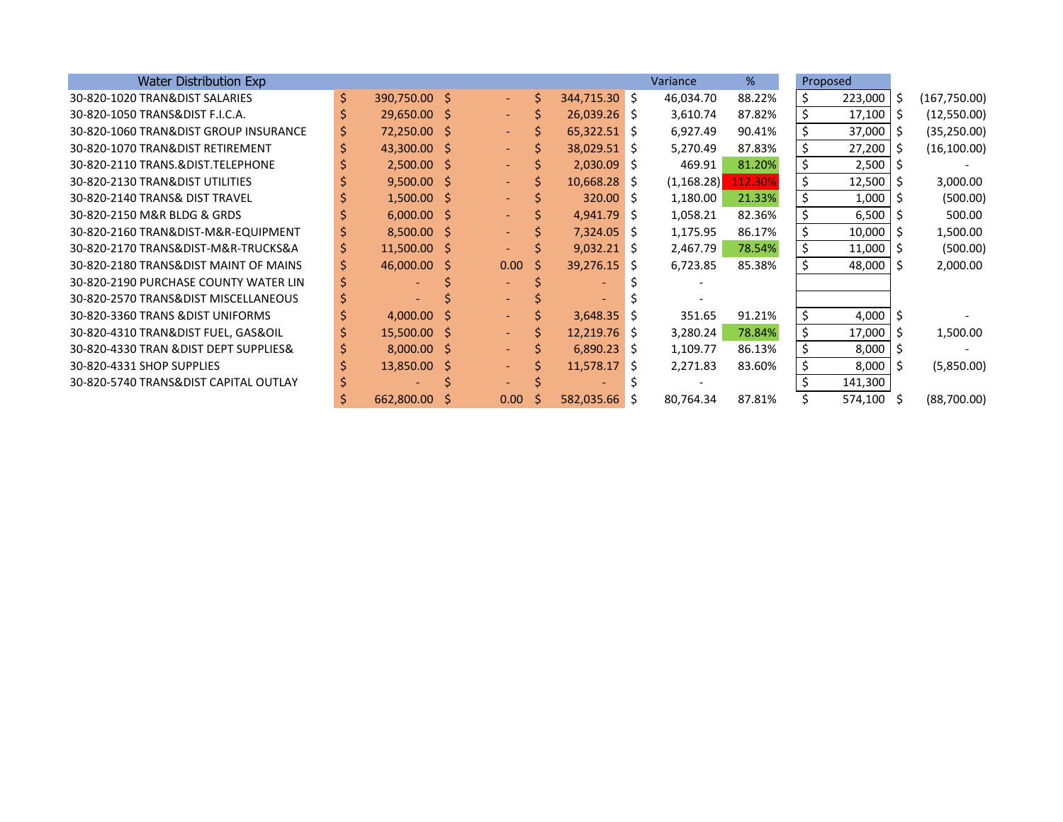| Water Distribution Exp | | | | Variance | % | Proposed | |
|---|---|---|---|---|---|---|---|
| 30-820-1020 TRAN&DIST SALARIES | $ 390,750.00 | $ - | $ 344,715.30 | $ 46,034.70 | 88.22% | $ 223,000 | $ (167,750.00) |
| 30-820-1050 TRANS&DIST F.I.C.A. | $ 29,650.00 | $ - | $ 26,039.26 | $ 3,610.74 | 87.82% | $ 17,100 | $ (12,550.00) |
| 30-820-1060 TRAN&DIST GROUP INSURANCE | $ 72,250.00 | $ - | $ 65,322.51 | $ 6,927.49 | 90.41% | $ 37,000 | $ (35,250.00) |
| 30-820-1070 TRAN&DIST RETIREMENT | $ 43,300.00 | $ - | $ 38,029.51 | $ 5,270.49 | 87.83% | $ 27,200 | $ (16,100.00) |
| 30-820-2110 TRANS.&DIST.TELEPHONE | $ 2,500.00 | $ - | $ 2,030.09 | $ 469.91 | 81.20% | $ 2,500 | $ - |
| 30-820-2130 TRAN&DIST UTILITIES | $ 9,500.00 | $ - | $ 10,668.28 | $ (1,168.28) | 112.30% | $ 12,500 | $ 3,000.00 |
| 30-820-2140 TRANS& DIST TRAVEL | $ 1,500.00 | $ - | $ 320.00 | $ 1,180.00 | 21.33% | $ 1,000 | $ (500.00) |
| 30-820-2150 M&R BLDG & GRDS | $ 6,000.00 | $ - | $ 4,941.79 | $ 1,058.21 | 82.36% | $ 6,500 | $ 500.00 |
| 30-820-2160 TRAN&DIST-M&R-EQUIPMENT | $ 8,500.00 | $ - | $ 7,324.05 | $ 1,175.95 | 86.17% | $ 10,000 | $ 1,500.00 |
| 30-820-2170 TRANS&DIST-M&R-TRUCKS&A | $ 11,500.00 | $ - | $ 9,032.21 | $ 2,467.79 | 78.54% | $ 11,000 | $ (500.00) |
| 30-820-2180 TRANS&DIST MAINT OF MAINS | $ 46,000.00 | $ 0.00 | $ 39,276.15 | $ 6,723.85 | 85.38% | $ 48,000 | $ 2,000.00 |
| 30-820-2190 PURCHASE COUNTY WATER LIN | $ - | $ - | $ - | $ - | | | |
| 30-820-2570 TRANS&DIST MISCELLANEOUS | $ - | $ - | $ - | $ - | | | |
| 30-820-3360 TRANS &DIST UNIFORMS | $ 4,000.00 | $ - | $ 3,648.35 | $ 351.65 | 91.21% | $ 4,000 | $ - |
| 30-820-4310 TRAN&DIST FUEL, GAS&OIL | $ 15,500.00 | $ - | $ 12,219.76 | $ 3,280.24 | 78.84% | $ 17,000 | $ 1,500.00 |
| 30-820-4330 TRAN &DIST DEPT SUPPLIES& | $ 8,000.00 | $ - | $ 6,890.23 | $ 1,109.77 | 86.13% | $ 8,000 | $ - |
| 30-820-4331 SHOP SUPPLIES | $ 13,850.00 | $ - | $ 11,578.17 | $ 2,271.83 | 83.60% | $ 8,000 | $ (5,850.00) |
| 30-820-5740 TRANS&DIST CAPITAL OUTLAY | $ - | $ - | $ - | $ - | | $ 141,300 | |
| | $ 662,800.00 | $ 0.00 | $ 582,035.66 | $ 80,764.34 | 87.81% | $ 574,100 | $ (88,700.00) |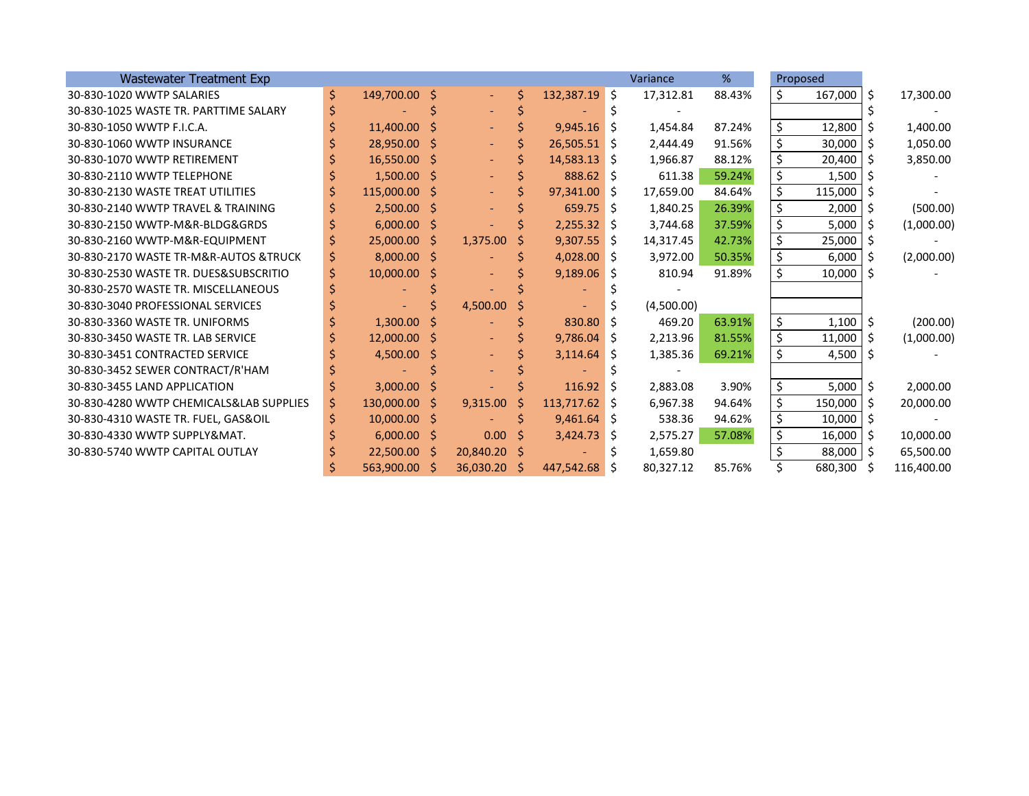| Wastewater Treatment Exp | | | | Variance | % | Proposed | |
|---|---|---|---|---|---|---|---|
| 30-830-1020 WWTP SALARIES | $ 149,700.00 | $ - | $ 132,387.19 | $ 17,312.81 | 88.43% | $ 167,000 | $ 17,300.00 |
| 30-830-1025 WASTE TR. PARTTIME SALARY | $ - | $ - | $ - | $ - | | | $ - |
| 30-830-1050 WWTP F.I.C.A. | $ 11,400.00 | $ - | $ 9,945.16 | $ 1,454.84 | 87.24% | $ 12,800 | $ 1,400.00 |
| 30-830-1060 WWTP INSURANCE | $ 28,950.00 | $ - | $ 26,505.51 | $ 2,444.49 | 91.56% | $ 30,000 | $ 1,050.00 |
| 30-830-1070 WWTP RETIREMENT | $ 16,550.00 | $ - | $ 14,583.13 | $ 1,966.87 | 88.12% | $ 20,400 | $ 3,850.00 |
| 30-830-2110 WWTP TELEPHONE | $ 1,500.00 | $ - | $ 888.62 | $ 611.38 | 59.24% | $ 1,500 | $ - |
| 30-830-2130 WASTE TREAT UTILITIES | $ 115,000.00 | $ - | $ 97,341.00 | $ 17,659.00 | 84.64% | $ 115,000 | $ - |
| 30-830-2140 WWTP TRAVEL & TRAINING | $ 2,500.00 | $ - | $ 659.75 | $ 1,840.25 | 26.39% | $ 2,000 | $ (500.00) |
| 30-830-2150 WWTP-M&R-BLDG&GRDS | $ 6,000.00 | $ - | $ 2,255.32 | $ 3,744.68 | 37.59% | $ 5,000 | $ (1,000.00) |
| 30-830-2160 WWTP-M&R-EQUIPMENT | $ 25,000.00 | $ 1,375.00 | $ 9,307.55 | $ 14,317.45 | 42.73% | $ 25,000 | $ - |
| 30-830-2170 WASTE TR-M&R-AUTOS &TRUCK | $ 8,000.00 | $ - | $ 4,028.00 | $ 3,972.00 | 50.35% | $ 6,000 | $ (2,000.00) |
| 30-830-2530 WASTE TR. DUES&SUBSCRITIO | $ 10,000.00 | $ - | $ 9,189.06 | $ 810.94 | 91.89% | $ 10,000 | $ - |
| 30-830-2570 WASTE TR. MISCELLANEOUS | $ - | $ - | $ - | $ - | | | |
| 30-830-3040 PROFESSIONAL SERVICES | $ - | $ 4,500.00 | $ - | $ (4,500.00) | | | |
| 30-830-3360 WASTE TR. UNIFORMS | $ 1,300.00 | $ - | $ 830.80 | $ 469.20 | 63.91% | $ 1,100 | $ (200.00) |
| 30-830-3450 WASTE TR. LAB SERVICE | $ 12,000.00 | $ - | $ 9,786.04 | $ 2,213.96 | 81.55% | $ 11,000 | $ (1,000.00) |
| 30-830-3451 CONTRACTED SERVICE | $ 4,500.00 | $ - | $ 3,114.64 | $ 1,385.36 | 69.21% | $ 4,500 | $ - |
| 30-830-3452 SEWER CONTRACT/R'HAM | $ - | $ - | $ - | $ - | | | |
| 30-830-3455 LAND APPLICATION | $ 3,000.00 | $ - | $ 116.92 | $ 2,883.08 | 3.90% | $ 5,000 | $ 2,000.00 |
| 30-830-4280 WWTP CHEMICALS&LAB SUPPLIES | $ 130,000.00 | $ 9,315.00 | $ 113,717.62 | $ 6,967.38 | 94.64% | $ 150,000 | $ 20,000.00 |
| 30-830-4310 WASTE TR. FUEL, GAS&OIL | $ 10,000.00 | $ - | $ 9,461.64 | $ 538.36 | 94.62% | $ 10,000 | $ - |
| 30-830-4330 WWTP SUPPLY&MAT. | $ 6,000.00 | $ 0.00 | $ 3,424.73 | $ 2,575.27 | 57.08% | $ 16,000 | $ 10,000.00 |
| 30-830-5740 WWTP CAPITAL OUTLAY | $ 22,500.00 | $ 20,840.20 | $ - | $ 1,659.80 | | $ 88,000 | $ 65,500.00 |
| | $ 563,900.00 | $ 36,030.20 | $ 447,542.68 | $ 80,327.12 | 85.76% | $ 680,300 | $ 116,400.00 |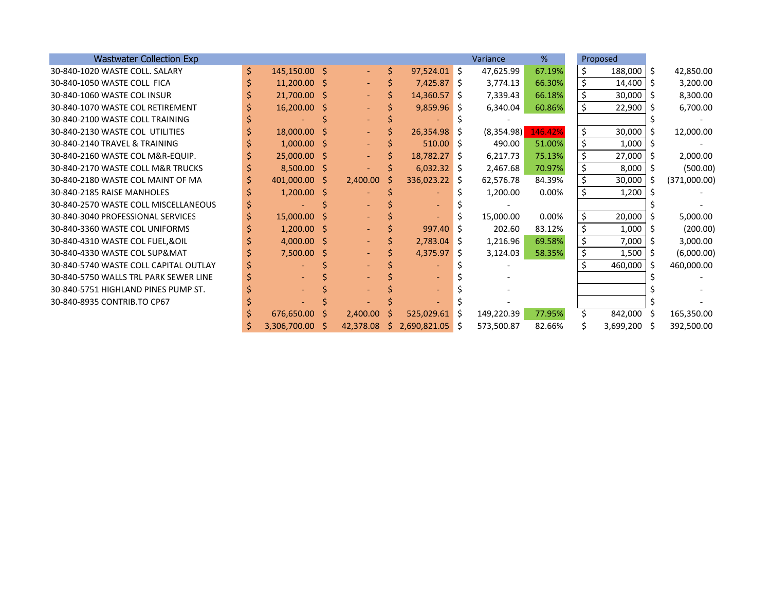| Wastwater Collection Exp | | | | Variance | % | Proposed | |
|---|---|---|---|---|---|---|---|
| 30-840-1020 WASTE COLL. SALARY | $ 145,150.00 | $ - | $ 97,524.01 | $ 47,625.99 | 67.19% | $ 188,000 | $ 42,850.00 |
| 30-840-1050 WASTE COLL FICA | $ 11,200.00 | $ - | $ 7,425.87 | $ 3,774.13 | 66.30% | $ 14,400 | $ 3,200.00 |
| 30-840-1060 WASTE COL INSUR | $ 21,700.00 | $ - | $ 14,360.57 | $ 7,339.43 | 66.18% | $ 30,000 | $ 8,300.00 |
| 30-840-1070 WASTE COL RETIREMENT | $ 16,200.00 | $ - | $ 9,859.96 | $ 6,340.04 | 60.86% | $ 22,900 | $ 6,700.00 |
| 30-840-2100 WASTE COLL TRAINING | $ - | $ - | $ - | $ - | | | $ - |
| 30-840-2130 WASTE COL UTILITIES | $ 18,000.00 | $ - | $ 26,354.98 | $ (8,354.98) | 146.42% | $ 30,000 | $ 12,000.00 |
| 30-840-2140 TRAVEL & TRAINING | $ 1,000.00 | $ - | $ 510.00 | $ 490.00 | 51.00% | $ 1,000 | $ - |
| 30-840-2160 WASTE COL M&R-EQUIP. | $ 25,000.00 | $ - | $ 18,782.27 | $ 6,217.73 | 75.13% | $ 27,000 | $ 2,000.00 |
| 30-840-2170 WASTE COLL M&R TRUCKS | $ 8,500.00 | $ - | $ 6,032.32 | $ 2,467.68 | 70.97% | $ 8,000 | $ (500.00) |
| 30-840-2180 WASTE COL MAINT OF MA | $ 401,000.00 | $ 2,400.00 | $ 336,023.22 | $ 62,576.78 | 84.39% | $ 30,000 | $ (371,000.00) |
| 30-840-2185 RAISE MANHOLES | $ 1,200.00 | $ - | $ - | $ 1,200.00 | 0.00% | $ 1,200 | $ - |
| 30-840-2570 WASTE COLL MISCELLANEOUS | $ - | $ - | $ - | $ - | | | $ - |
| 30-840-3040 PROFESSIONAL SERVICES | $ 15,000.00 | $ - | $ - | $ 15,000.00 | 0.00% | $ 20,000 | $ 5,000.00 |
| 30-840-3360 WASTE COL UNIFORMS | $ 1,200.00 | $ - | $ 997.40 | $ 202.60 | 83.12% | $ 1,000 | $ (200.00) |
| 30-840-4310 WASTE COL FUEL,&OIL | $ 4,000.00 | $ - | $ 2,783.04 | $ 1,216.96 | 69.58% | $ 7,000 | $ 3,000.00 |
| 30-840-4330 WASTE COL SUP&MAT | $ 7,500.00 | $ - | $ 4,375.97 | $ 3,124.03 | 58.35% | $ 1,500 | $ (6,000.00) |
| 30-840-5740 WASTE COLL CAPITAL OUTLAY | $ - | $ - | $ - | $ - | | $ 460,000 | $ 460,000.00 |
| 30-840-5750 WALLS TRL PARK SEWER LINE | $ - | $ - | $ - | $ - | | | $ - |
| 30-840-5751 HIGHLAND PINES PUMP ST. | $ - | $ - | $ - | $ - | | | $ - |
| 30-840-8935 CONTRIB.TO CP67 | $ - | $ - | $ - | $ - | | | $ - |
| | $ 676,650.00 | $ 2,400.00 | $ 525,029.61 | $ 149,220.39 | 77.95% | $ 842,000 | $ 165,350.00 |
| | $ 3,306,700.00 | $ 42,378.08 | $ 2,690,821.05 | $ 573,500.87 | 82.66% | $ 3,699,200 | $ 392,500.00 |